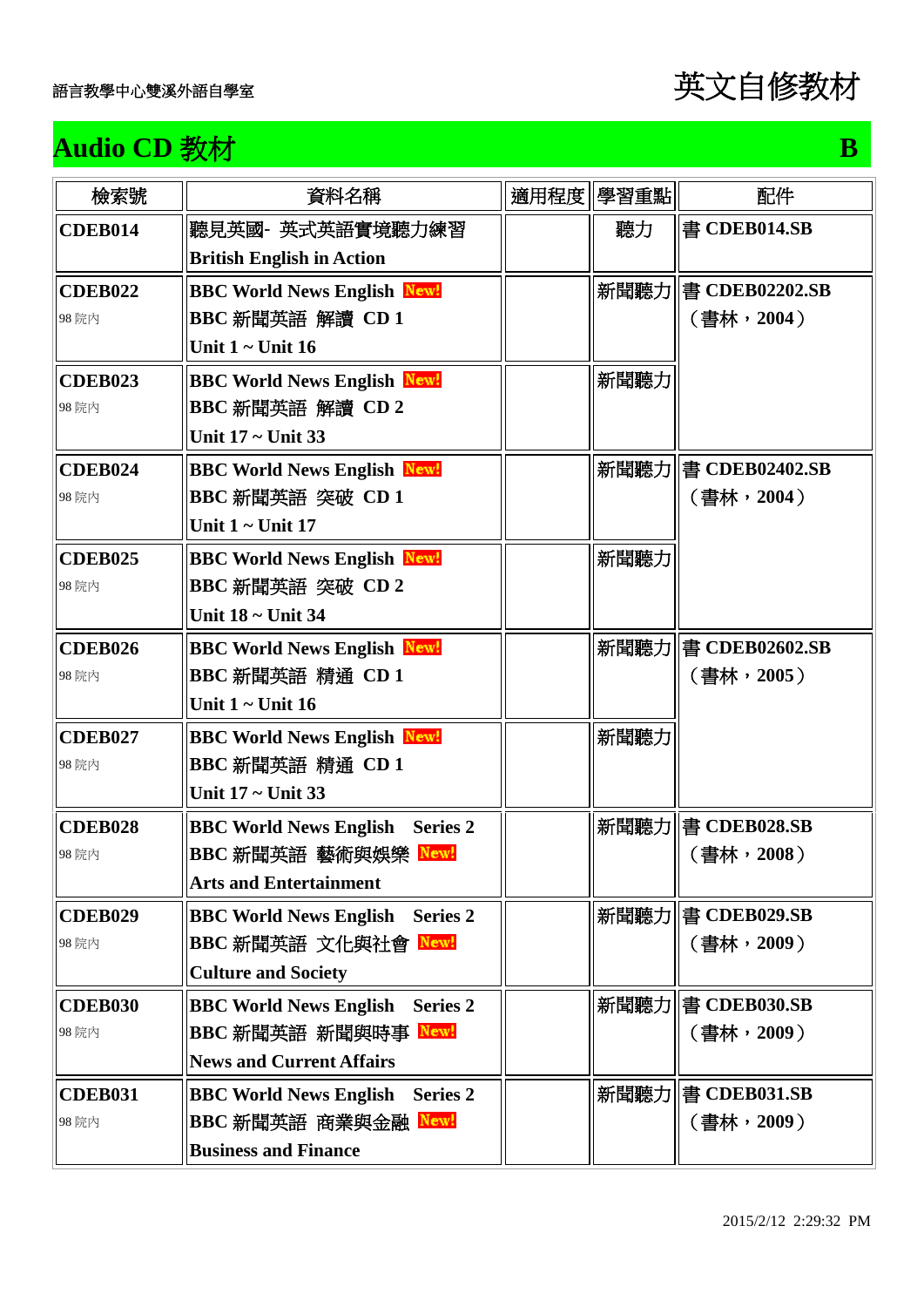語言教學中心雙溪外語自學室

# 英文自修教材

## Audio CD 教材 B

| 檢索號 | 資料名稱 | 適用程度 | 學習重點 | 配件 |
|---|---|---|---|---|
| **CDEB014** | 聽見英國- 英式英語實境聽力練習<br>**British English in Action** | | 聽力 | 書 **CDEB014.SB** |
| **CDEB022**<br>98 院內 | **BBC World News English** New!<br>**BBC 新聞英語 解讀 CD 1**<br>**Unit 1 ~ Unit 16** | | 新聞聽力 | 書 **CDEB02202.SB**<br>（書林，**2004**） |
| **CDEB023**<br>98 院內 | **BBC World News English** New!<br>**BBC 新聞英語 解讀 CD 2**<br>**Unit 17 ~ Unit 33** | | 新聞聽力 | |
| **CDEB024**<br>98 院內 | **BBC World News English** New!<br>**BBC 新聞英語 突破 CD 1**<br>**Unit 1 ~ Unit 17** | | 新聞聽力 | 書 **CDEB02402.SB**<br>（書林，**2004**） |
| **CDEB025**<br>98 院內 | **BBC World News English** New!<br>**BBC 新聞英語 突破 CD 2**<br>**Unit 18 ~ Unit 34** | | 新聞聽力 | |
| **CDEB026**<br>98 院內 | **BBC World News English** New!<br>**BBC 新聞英語 精通 CD 1**<br>**Unit 1 ~ Unit 16** | | 新聞聽力 | 書 **CDEB02602.SB**<br>（書林，**2005**） |
| **CDEB027**<br>98 院內 | **BBC World News English** New!<br>**BBC 新聞英語 精通 CD 1**<br>**Unit 17 ~ Unit 33** | | 新聞聽力 | |
| **CDEB028**<br>98 院內 | **BBC World News English Series 2**<br>**BBC 新聞英語 藝術與娛樂** New!<br>**Arts and Entertainment** | | 新聞聽力 | 書 **CDEB028.SB**<br>（書林，**2008**） |
| **CDEB029**<br>98 院內 | **BBC World News English Series 2**<br>**BBC 新聞英語 文化與社會** New!<br>**Culture and Society** | | 新聞聽力 | 書 **CDEB029.SB**<br>（書林，**2009**） |
| **CDEB030**<br>98 院內 | **BBC World News English Series 2**<br>**BBC 新聞英語 新聞與時事** New!<br>**News and Current Affairs** | | 新聞聽力 | 書 **CDEB030.SB**<br>（書林，**2009**） |
| **CDEB031**<br>98 院內 | **BBC World News English Series 2**<br>**BBC 新聞英語 商業與金融** New!<br>**Business and Finance** | | 新聞聽力 | 書 **CDEB031.SB**<br>（書林，**2009**） |

2015/2/12 2:29:32 PM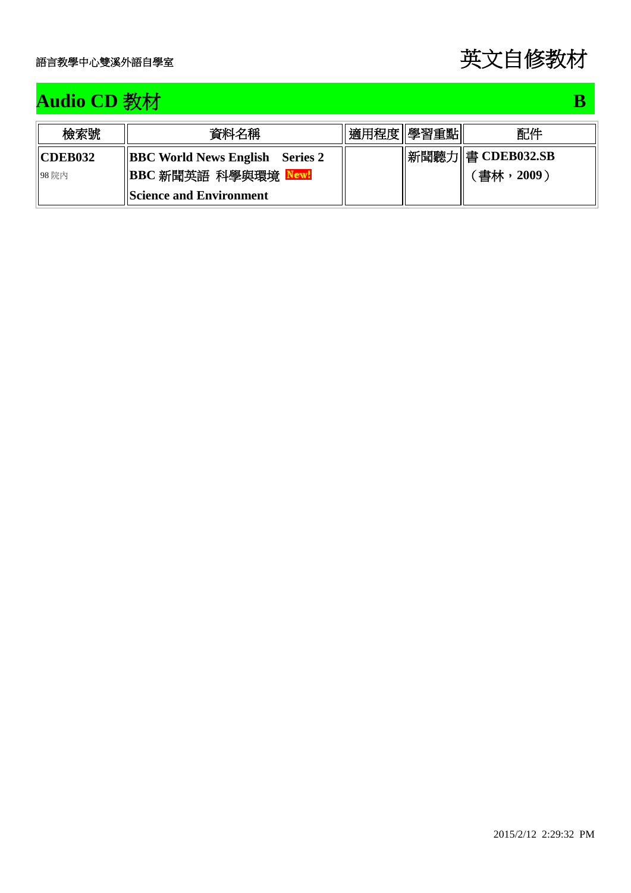## Audio CD 教材 B

| 檢索號 | 資料名稱 | 適用程度 | 學習重點 | 配件 |
|---|---|---|---|---|
| **CDEB032**<br>98 院內 | **BBC World News English Series 2**<br>**BBC 新聞英語 科學與環境** New!<br>**Science and Environment** | | 新聞聽力 | 書 **CDEB032.SB**<br>（書林，**2009**） |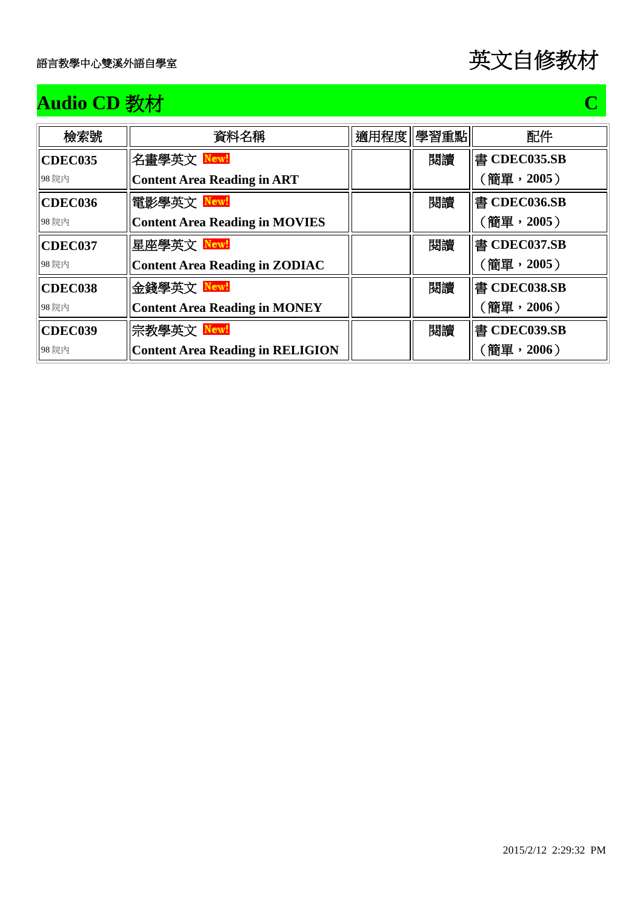語言教學中心雙溪外語自學室

# 英文自修教材

## Audio CD 教材 C

| 檢索號 | 資料名稱 | 適用程度 | 學習重點 | 配件 |
| --- | --- | --- | --- | --- |
| **CDEC035**<br>98 院內 | 名畫學英文 New!<br>**Content Area Reading in ART** | | 閱讀 | 書 **CDEC035.SB**<br>**（簡單，2005）** |
| **CDEC036**<br>98 院內 | 電影學英文 New!<br>**Content Area Reading in MOVIES** | | 閱讀 | 書 **CDEC036.SB**<br>**（簡單，2005）** |
| **CDEC037**<br>98 院內 | 星座學英文 New!<br>**Content Area Reading in ZODIAC** | | 閱讀 | 書 **CDEC037.SB**<br>**（簡單，2005）** |
| **CDEC038**<br>98 院內 | 金錢學英文 New!<br>**Content Area Reading in MONEY** | | 閱讀 | 書 **CDEC038.SB**<br>**（簡單，2006）** |
| **CDEC039**<br>98 院內 | 宗教學英文 New!<br>**Content Area Reading in RELIGION** | | 閱讀 | 書 **CDEC039.SB**<br>**（簡單，2006）** |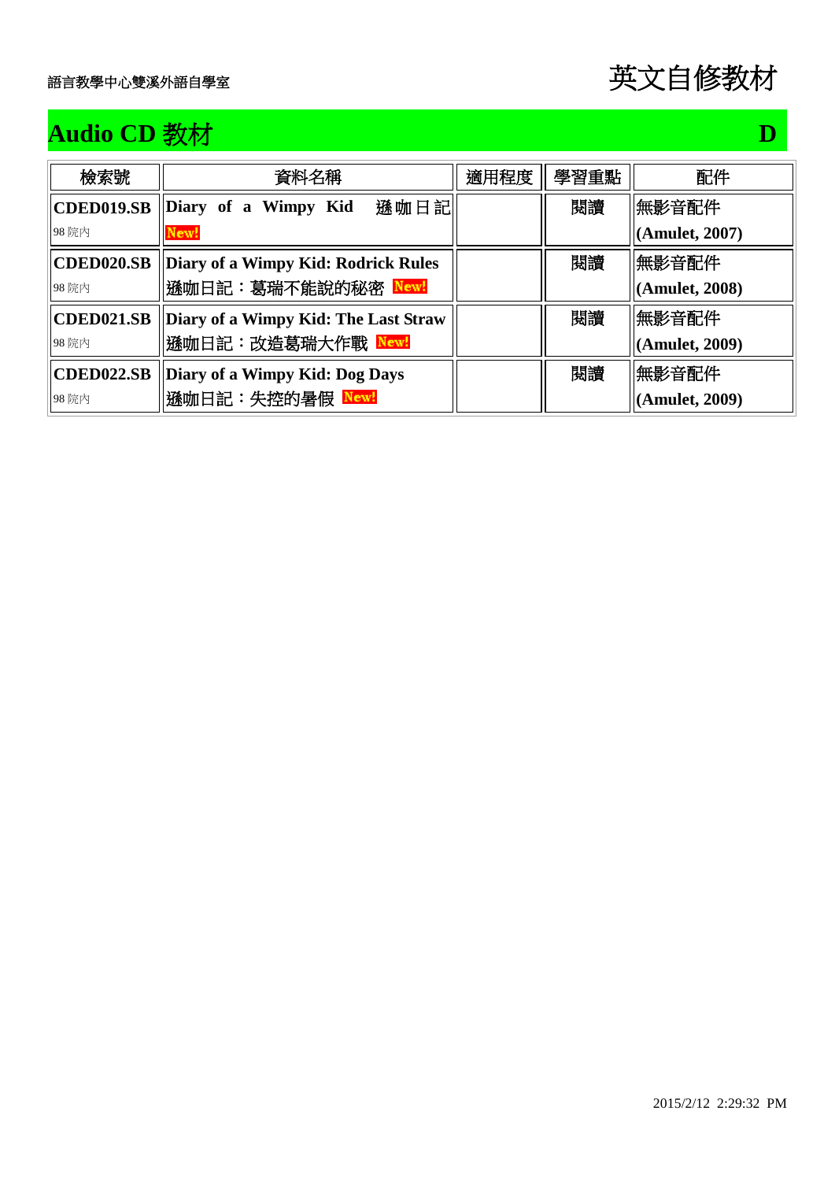語言教學中心雙溪外語自學室

# 英文自修教材

## Audio CD 教材 D

| 檢索號 | 資料名稱 | 適用程度 | 學習重點 | 配件 |
|---|---|---|---|---|
| **CDED019.SB** 98 院內 | **Diary of a Wimpy Kid** 遜咖日記 New! | | 閱讀 | 無影音配件 **(Amulet, 2007)** |
| **CDED020.SB** 98 院內 | **Diary of a Wimpy Kid: Rodrick Rules** 遜咖日記：葛瑞不能說的秘密 New! | | 閱讀 | 無影音配件 **(Amulet, 2008)** |
| **CDED021.SB** 98 院內 | **Diary of a Wimpy Kid: The Last Straw** 遜咖日記：改造葛瑞大作戰 New! | | 閱讀 | 無影音配件 **(Amulet, 2009)** |
| **CDED022.SB** 98 院內 | **Diary of a Wimpy Kid: Dog Days** 遜咖日記：失控的暑假 New! | | 閱讀 | 無影音配件 **(Amulet, 2009)** |

2015/2/12 2:29:32 PM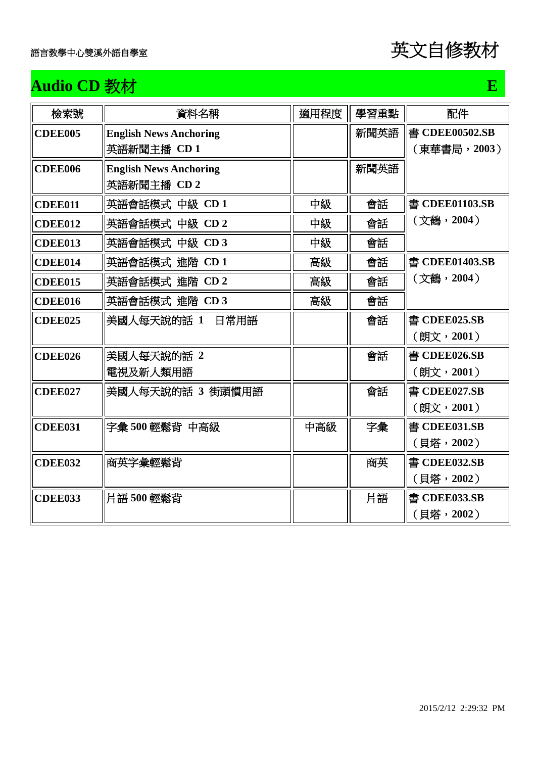語言教學中心雙溪外語自學室

# 英文自修教材

## Audio CD 教材 E

| 檢索號 | 資料名稱 | 適用程度 | 學習重點 | 配件 |
| --- | --- | --- | --- | --- |
| **CDEE005** | **English News Anchoring** 英語新聞主播 **CD 1** | | 新聞英語 | 書 **CDEE00502.SB** （東華書局，**2003**） |
| **CDEE006** | **English News Anchoring** 英語新聞主播 **CD 2** | | 新聞英語 | |
| **CDEE011** | 英語會話模式 中級 **CD 1** | 中級 | 會話 | 書 **CDEE01103.SB** （文鶴，**2004**） |
| **CDEE012** | 英語會話模式 中級 **CD 2** | 中級 | 會話 | |
| **CDEE013** | 英語會話模式 中級 **CD 3** | 中級 | 會話 | |
| **CDEE014** | 英語會話模式 進階 **CD 1** | 高級 | 會話 | 書 **CDEE01403.SB** （文鶴，**2004**） |
| **CDEE015** | 英語會話模式 進階 **CD 2** | 高級 | 會話 | |
| **CDEE016** | 英語會話模式 進階 **CD 3** | 高級 | 會話 | |
| **CDEE025** | 美國人每天說的話 **1** 日常用語 | | 會話 | 書 **CDEE025.SB** （朗文，**2001**） |
| **CDEE026** | 美國人每天說的話 **2** 電視及新人類用語 | | 會話 | 書 **CDEE026.SB** （朗文，**2001**） |
| **CDEE027** | 美國人每天說的話 **3** 街頭慣用語 | | 會話 | 書 **CDEE027.SB** （朗文，**2001**） |
| **CDEE031** | 字彙 **500** 輕鬆背 中高級 | 中高級 | 字彙 | 書 **CDEE031.SB** （貝塔，**2002**） |
| **CDEE032** | 商英字彙輕鬆背 | | 商英 | 書 **CDEE032.SB** （貝塔，**2002**） |
| **CDEE033** | 片語 **500** 輕鬆背 | | 片語 | 書 **CDEE033.SB** （貝塔，**2002**） |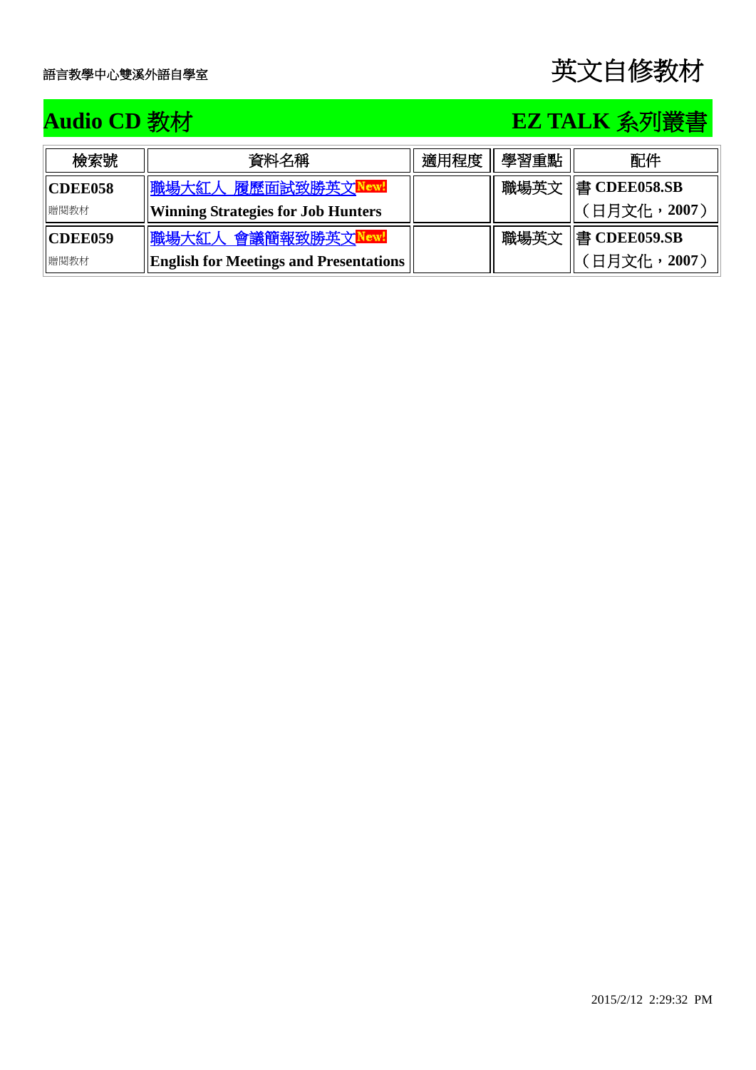語言教學中心雙溪外語自學室

# 英文自修教材

## Audio CD 教材　　EZ TALK 系列叢書

| 檢索號 | 資料名稱 | 適用程度 | 學習重點 | 配件 |
|---|---|---|---|---|
| **CDEE058**<br>贈閱教材 | 職場大紅人 履歷面試致勝英文 New!<br>**Winning Strategies for Job Hunters** | | 職場英文 | 書 **CDEE058.SB**<br>（日月文化，**2007**） |
| **CDEE059**<br>贈閱教材 | 職場大紅人 會議簡報致勝英文 New!<br>**English for Meetings and Presentations** | | 職場英文 | 書 **CDEE059.SB**<br>（日月文化，**2007**） |

2015/2/12 2:29:32 PM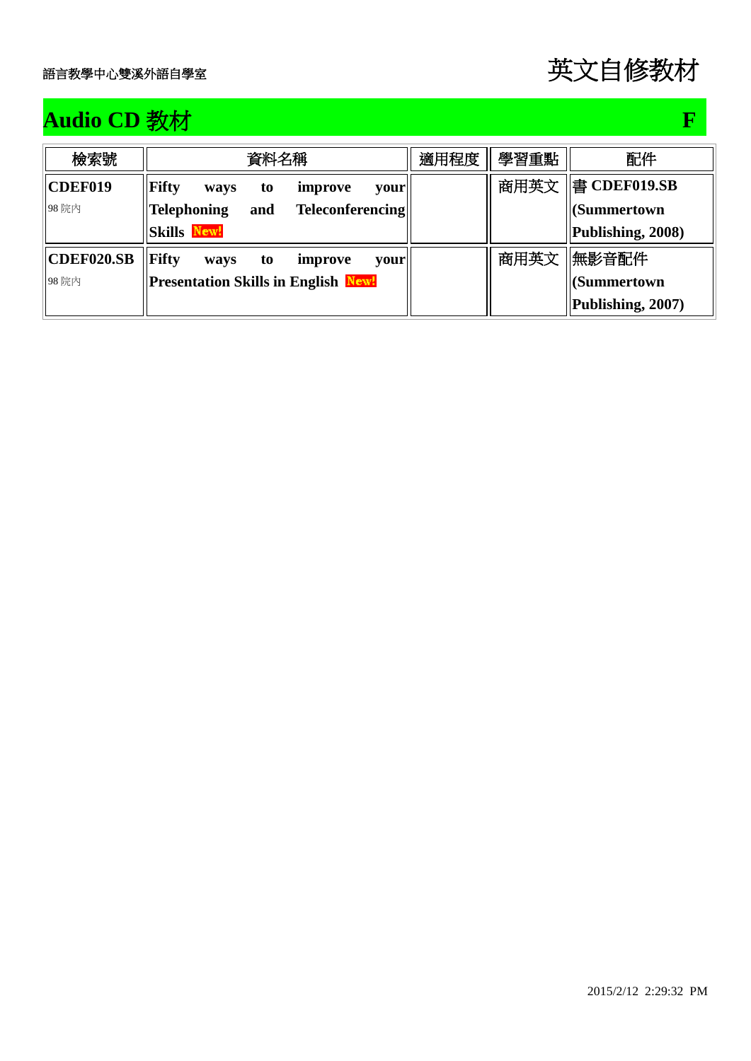語言教學中心雙溪外語自學室

# 英文自修教材

## Audio CD 教材 F

| 檢索號 | 資料名稱 | 適用程度 | 學習重點 | 配件 |
|---|---|---|---|---|
| **CDEF019** 98 院內 | **Fifty ways to improve your Telephoning and Teleconferencing Skills** New! | | 商用英文 | 書 **CDEF019.SB (Summertown Publishing, 2008)** |
| **CDEF020.SB** 98 院內 | **Fifty ways to improve your Presentation Skills in English** New! | | 商用英文 | 無影音配件 **(Summertown Publishing, 2007)** |

2015/2/12 2:29:32 PM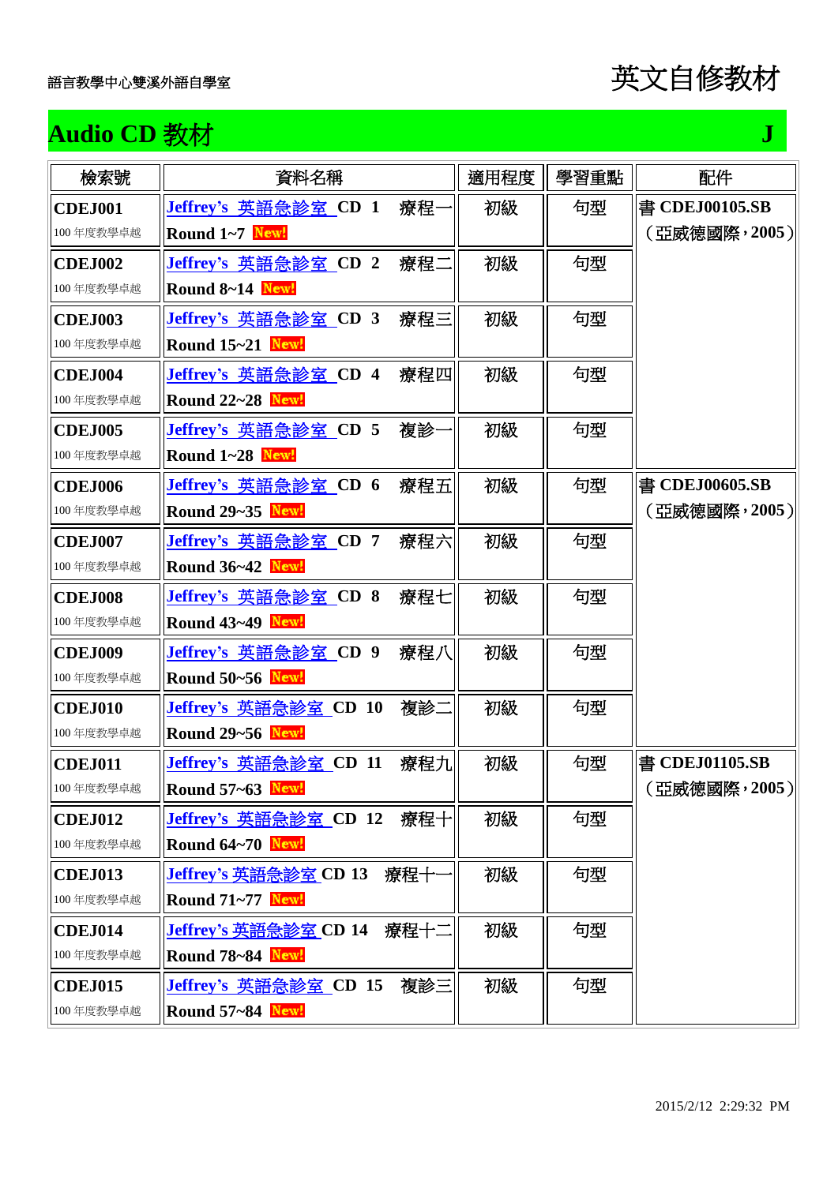語言教學中心雙溪外語自學室

# 英文自修教材

## Audio CD 教材 J

| 檢索號 | 資料名稱 | 適用程度 | 學習重點 | 配件 |
|---|---|---|---|---|
| **CDEJ001** 100 年度教學卓越 | **Jeffrey's 英語急診室 CD 1 療程一 Round 1~7** New! | 初級 | 句型 | 書 **CDEJ00105.SB**（亞威德國際，**2005**） |
| **CDEJ002** 100 年度教學卓越 | **Jeffrey's 英語急診室 CD 2 療程二 Round 8~14** New! | 初級 | 句型 | |
| **CDEJ003** 100 年度教學卓越 | **Jeffrey's 英語急診室 CD 3 療程三 Round 15~21** New! | 初級 | 句型 | |
| **CDEJ004** 100 年度教學卓越 | **Jeffrey's 英語急診室 CD 4 療程四 Round 22~28** New! | 初級 | 句型 | |
| **CDEJ005** 100 年度教學卓越 | **Jeffrey's 英語急診室 CD 5 複診一 Round 1~28** New! | 初級 | 句型 | |
| **CDEJ006** 100 年度教學卓越 | **Jeffrey's 英語急診室 CD 6 療程五 Round 29~35** New! | 初級 | 句型 | 書 **CDEJ00605.SB**（亞威德國際，**2005**） |
| **CDEJ007** 100 年度教學卓越 | **Jeffrey's 英語急診室 CD 7 療程六 Round 36~42** New! | 初級 | 句型 | |
| **CDEJ008** 100 年度教學卓越 | **Jeffrey's 英語急診室 CD 8 療程七 Round 43~49** New! | 初級 | 句型 | |
| **CDEJ009** 100 年度教學卓越 | **Jeffrey's 英語急診室 CD 9 療程八 Round 50~56** New! | 初級 | 句型 | |
| **CDEJ010** 100 年度教學卓越 | **Jeffrey's 英語急診室 CD 10 複診二 Round 29~56** New! | 初級 | 句型 | |
| **CDEJ011** 100 年度教學卓越 | **Jeffrey's 英語急診室 CD 11 療程九 Round 57~63** New! | 初級 | 句型 | 書 **CDEJ01105.SB**（亞威德國際，**2005**） |
| **CDEJ012** 100 年度教學卓越 | **Jeffrey's 英語急診室 CD 12 療程十 Round 64~70** New! | 初級 | 句型 | |
| **CDEJ013** 100 年度教學卓越 | **Jeffrey's 英語急診室 CD 13 療程十一 Round 71~77** New! | 初級 | 句型 | |
| **CDEJ014** 100 年度教學卓越 | **Jeffrey's 英語急診室 CD 14 療程十二 Round 78~84** New! | 初級 | 句型 | |
| **CDEJ015** 100 年度教學卓越 | **Jeffrey's 英語急診室 CD 15 複診三 Round 57~84** New! | 初級 | 句型 | |

2015/2/12 2:29:32 PM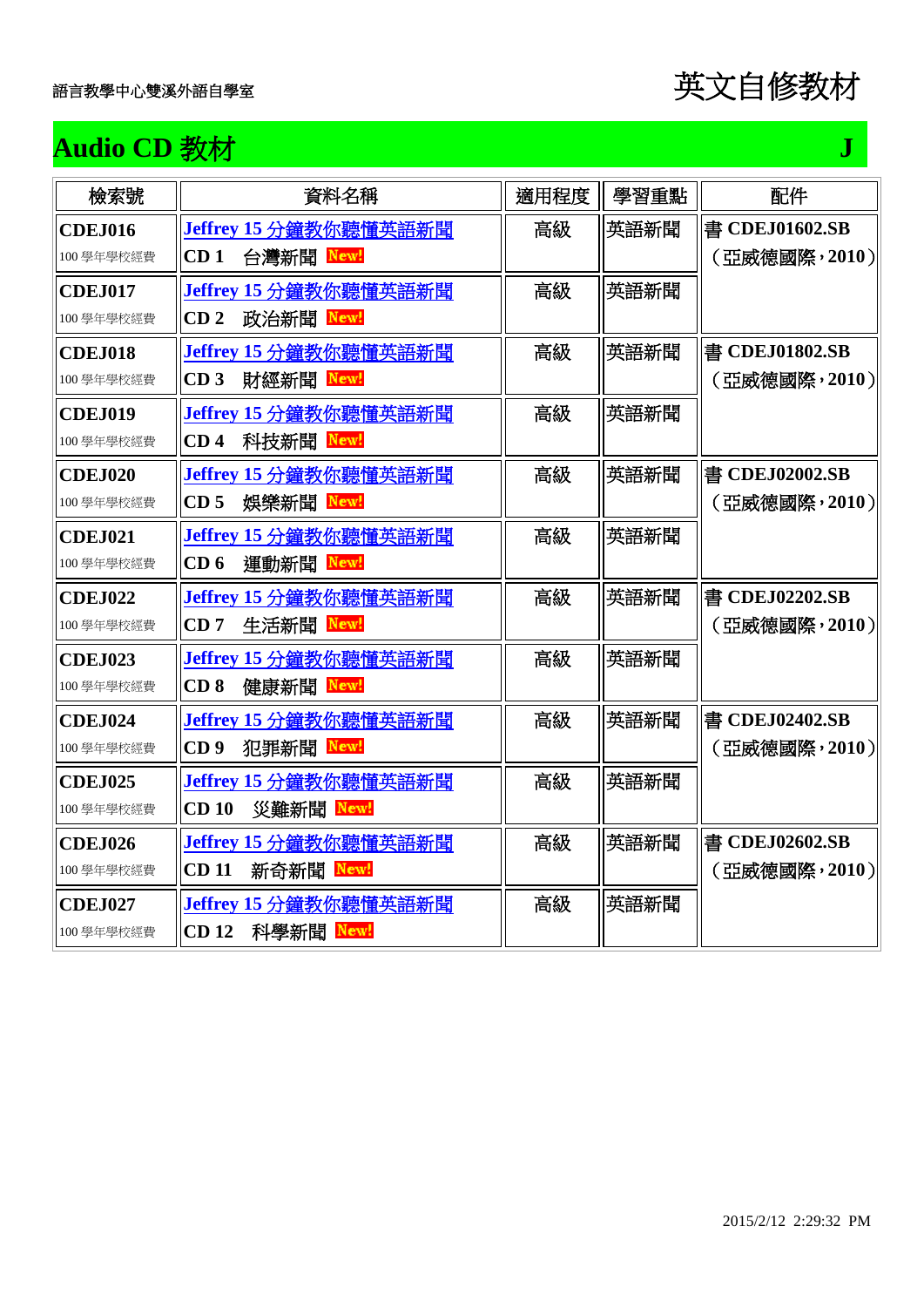語言教學中心雙溪外語自學室

# 英文自修教材

## Audio CD 教材 J

| 檢索號 | 資料名稱 | 適用程度 | 學習重點 | 配件 |
|---|---|---|---|---|
| **CDEJ016** 100 學年學校經費 | Jeffrey 15 分鐘教你聽懂英語新聞 **CD 1** 台灣新聞 New! | 高級 | 英語新聞 | 書 **CDEJ01602.SB** （亞威德國際，**2010**） |
| **CDEJ017** 100 學年學校經費 | Jeffrey 15 分鐘教你聽懂英語新聞 **CD 2** 政治新聞 New! | 高級 | 英語新聞 | |
| **CDEJ018** 100 學年學校經費 | Jeffrey 15 分鐘教你聽懂英語新聞 **CD 3** 財經新聞 New! | 高級 | 英語新聞 | 書 **CDEJ01802.SB** （亞威德國際，**2010**） |
| **CDEJ019** 100 學年學校經費 | Jeffrey 15 分鐘教你聽懂英語新聞 **CD 4** 科技新聞 New! | 高級 | 英語新聞 | |
| **CDEJ020** 100 學年學校經費 | Jeffrey 15 分鐘教你聽懂英語新聞 **CD 5** 娛樂新聞 New! | 高級 | 英語新聞 | 書 **CDEJ02002.SB** （亞威德國際，**2010**） |
| **CDEJ021** 100 學年學校經費 | Jeffrey 15 分鐘教你聽懂英語新聞 **CD 6** 運動新聞 New! | 高級 | 英語新聞 | |
| **CDEJ022** 100 學年學校經費 | Jeffrey 15 分鐘教你聽懂英語新聞 **CD 7** 生活新聞 New! | 高級 | 英語新聞 | 書 **CDEJ02202.SB** （亞威德國際，**2010**） |
| **CDEJ023** 100 學年學校經費 | Jeffrey 15 分鐘教你聽懂英語新聞 **CD 8** 健康新聞 New! | 高級 | 英語新聞 | |
| **CDEJ024** 100 學年學校經費 | Jeffrey 15 分鐘教你聽懂英語新聞 **CD 9** 犯罪新聞 New! | 高級 | 英語新聞 | 書 **CDEJ02402.SB** （亞威德國際，**2010**） |
| **CDEJ025** 100 學年學校經費 | Jeffrey 15 分鐘教你聽懂英語新聞 **CD 10** 災難新聞 New! | 高級 | 英語新聞 | |
| **CDEJ026** 100 學年學校經費 | Jeffrey 15 分鐘教你聽懂英語新聞 **CD 11** 新奇新聞 New! | 高級 | 英語新聞 | 書 **CDEJ02602.SB** （亞威德國際，**2010**） |
| **CDEJ027** 100 學年學校經費 | Jeffrey 15 分鐘教你聽懂英語新聞 **CD 12** 科學新聞 New! | 高級 | 英語新聞 | |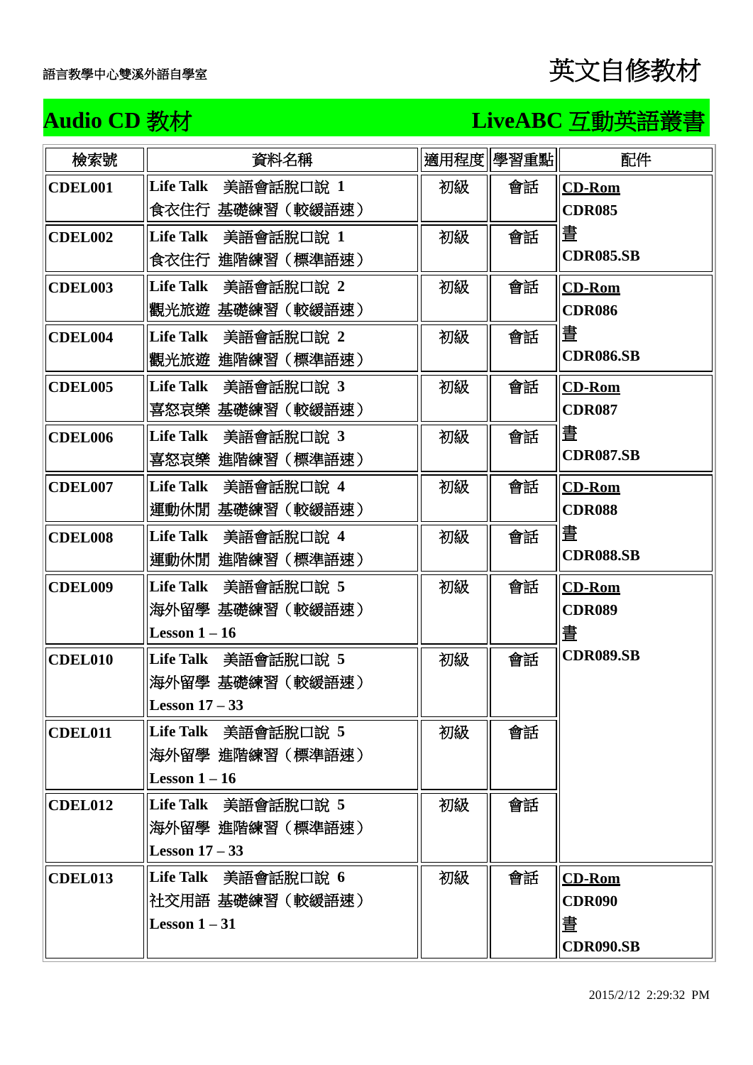語言教學中心雙溪外語自學室

# 英文自修教材

## Audio CD 教材　　LiveABC 互動英語叢書

| 檢索號 | 資料名稱 | 適用程度 | 學習重點 | 配件 |
|---|---|---|---|---|
| **CDEL001** | **Life Talk** 美語會話脫口說 **1** 食衣住行 基礎練習（較緩語速） | 初級 | 會話 | **CD-Rom CDR085** 書 **CDR085.SB** |
| **CDEL002** | **Life Talk** 美語會話脫口說 **1** 食衣住行 進階練習（標準語速） | 初級 | 會話 | |
| **CDEL003** | **Life Talk** 美語會話脫口說 **2** 觀光旅遊 基礎練習（較緩語速） | 初級 | 會話 | **CD-Rom CDR086** 書 **CDR086.SB** |
| **CDEL004** | **Life Talk** 美語會話脫口說 **2** 觀光旅遊 進階練習（標準語速） | 初級 | 會話 | |
| **CDEL005** | **Life Talk** 美語會話脫口說 **3** 喜怒哀樂 基礎練習（較緩語速） | 初級 | 會話 | **CD-Rom CDR087** 書 **CDR087.SB** |
| **CDEL006** | **Life Talk** 美語會話脫口說 **3** 喜怒哀樂 進階練習（標準語速） | 初級 | 會話 | |
| **CDEL007** | **Life Talk** 美語會話脫口說 **4** 運動休閒 基礎練習（較緩語速） | 初級 | 會話 | **CD-Rom CDR088** 書 **CDR088.SB** |
| **CDEL008** | **Life Talk** 美語會話脫口說 **4** 運動休閒 進階練習（標準語速） | 初級 | 會話 | |
| **CDEL009** | **Life Talk** 美語會話脫口說 **5** 海外留學 基礎練習（較緩語速） **Lesson 1 – 16** | 初級 | 會話 | **CD-Rom CDR089** 書 **CDR089.SB** |
| **CDEL010** | **Life Talk** 美語會話脫口說 **5** 海外留學 基礎練習（較緩語速） **Lesson 17 – 33** | 初級 | 會話 | |
| **CDEL011** | **Life Talk** 美語會話脫口說 **5** 海外留學 進階練習（標準語速） **Lesson 1 – 16** | 初級 | 會話 | |
| **CDEL012** | **Life Talk** 美語會話脫口說 **5** 海外留學 進階練習（標準語速） **Lesson 17 – 33** | 初級 | 會話 | |
| **CDEL013** | **Life Talk** 美語會話脫口說 **6** 社交用語 基礎練習（較緩語速） **Lesson 1 – 31** | 初級 | 會話 | **CD-Rom CDR090** 書 **CDR090.SB** |

2015/2/12 2:29:32 PM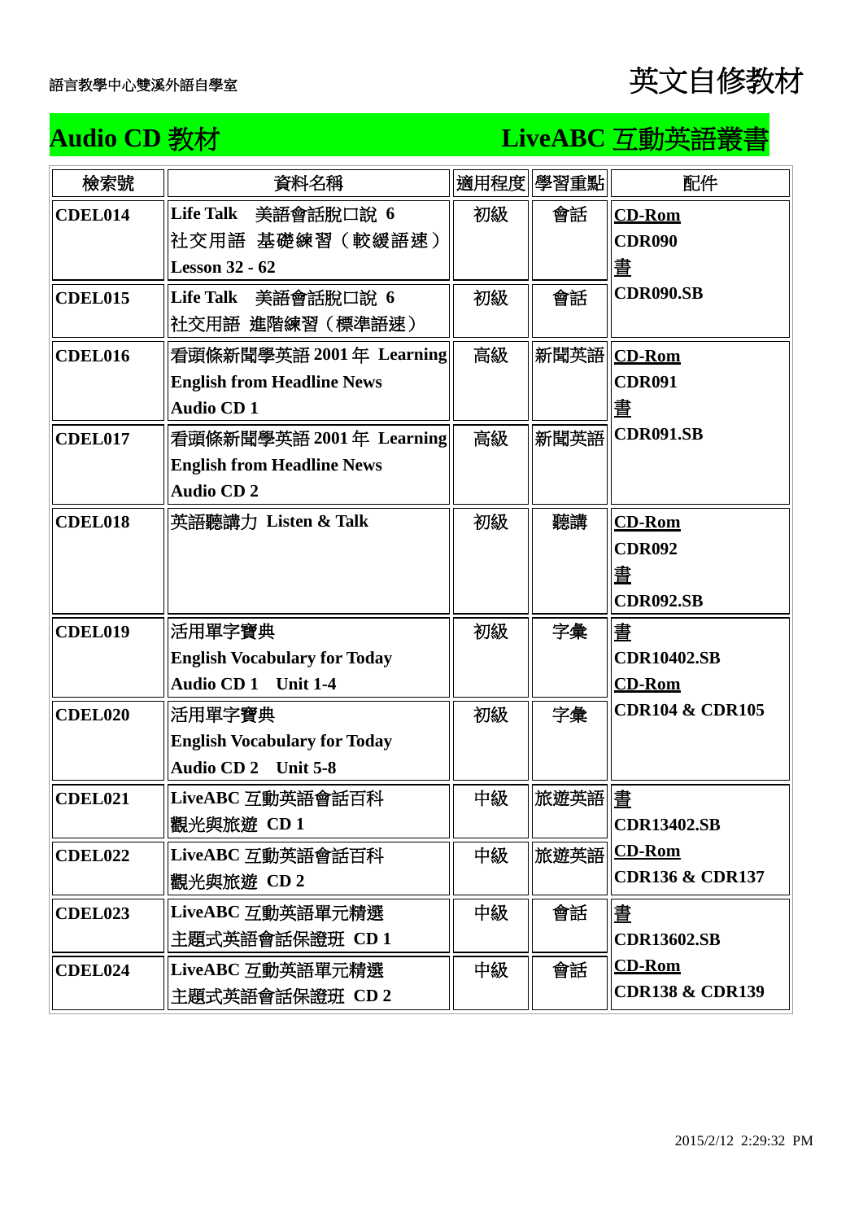語言教學中心雙溪外語自學室

# 英文自修教材

## Audio CD 教材　　LiveABC 互動英語叢書

| 檢索號 | 資料名稱 | 適用程度 | 學習重點 | 配件 |
|---|---|---|---|---|
| CDEL014 | Life Talk　美語會話脫口說 6<br>社交用語 基礎練習（較緩語速）<br>Lesson 32 - 62 | 初級 | 會話 | CD-Rom<br>CDR090<br>書<br>CDR090.SB |
| CDEL015 | Life Talk　美語會話脫口說 6<br>社交用語 進階練習（標準語速） | 初級 | 會話 | |
| CDEL016 | 看頭條新聞學英語 2001 年 Learning English from Headline News<br>Audio CD 1 | 高級 | 新聞英語 | CD-Rom<br>CDR091<br>書<br>CDR091.SB |
| CDEL017 | 看頭條新聞學英語 2001 年 Learning English from Headline News<br>Audio CD 2 | 高級 | 新聞英語 | |
| CDEL018 | 英語聽講力 Listen & Talk | 初級 | 聽講 | CD-Rom<br>CDR092<br>書<br>CDR092.SB |
| CDEL019 | 活用單字寶典<br>English Vocabulary for Today<br>Audio CD 1　Unit 1-4 | 初級 | 字彙 | 書<br>CDR10402.SB<br>CD-Rom<br>CDR104 & CDR105 |
| CDEL020 | 活用單字寶典<br>English Vocabulary for Today<br>Audio CD 2　Unit 5-8 | 初級 | 字彙 | |
| CDEL021 | LiveABC 互動英語會話百科<br>觀光與旅遊 CD 1 | 中級 | 旅遊英語 | 書<br>CDR13402.SB<br>CD-Rom<br>CDR136 & CDR137 |
| CDEL022 | LiveABC 互動英語會話百科<br>觀光與旅遊 CD 2 | 中級 | 旅遊英語 | |
| CDEL023 | LiveABC 互動英語單元精選<br>主題式英語會話保證班 CD 1 | 中級 | 會話 | 書<br>CDR13602.SB<br>CD-Rom<br>CDR138 & CDR139 |
| CDEL024 | LiveABC 互動英語單元精選<br>主題式英語會話保證班 CD 2 | 中級 | 會話 | |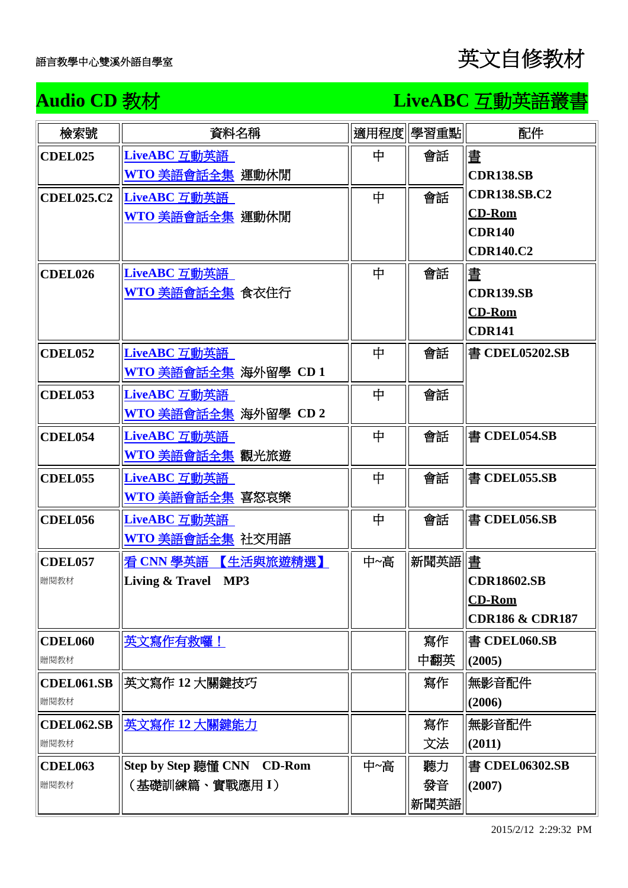語言教學中心雙溪外語自學室

# 英文自修教材

## Audio CD 教材　　LiveABC 互動英語叢書

| 檢索號 | 資料名稱 | 適用程度 | 學習重點 | 配件 |
|---|---|---|---|---|
| **CDEL025** | **LiveABC 互動英語** **WTO 美語會話全集** 運動休閒 | 中 | 會話 | **書** **CDR138.SB** |
| **CDEL025.C2** | **LiveABC 互動英語** **WTO 美語會話全集** 運動休閒 | 中 | 會話 | **CDR138.SB.C2** **CD-Rom** **CDR140** **CDR140.C2** |
| **CDEL026** | **LiveABC 互動英語** **WTO 美語會話全集** 食衣住行 | 中 | 會話 | **書** **CDR139.SB** **CD-Rom** **CDR141** |
| **CDEL052** | **LiveABC 互動英語** **WTO 美語會話全集** 海外留學 **CD 1** | 中 | 會話 | 書 **CDEL05202.SB** |
| **CDEL053** | **LiveABC 互動英語** **WTO 美語會話全集** 海外留學 **CD 2** | 中 | 會話 | |
| **CDEL054** | **LiveABC 互動英語** **WTO 美語會話全集** 觀光旅遊 | 中 | 會話 | 書 **CDEL054.SB** |
| **CDEL055** | **LiveABC 互動英語** **WTO 美語會話全集** 喜怒哀樂 | 中 | 會話 | 書 **CDEL055.SB** |
| **CDEL056** | **LiveABC 互動英語** **WTO 美語會話全集** 社交用語 | 中 | 會話 | 書 **CDEL056.SB** |
| **CDEL057** 贈閱教材 | **看 CNN 學英語 【生活與旅遊精選】** **Living & Travel MP3** | 中~高 | 新聞英語 | **書** **CDR18602.SB** **CD-Rom** **CDR186 & CDR187** |
| **CDEL060** 贈閱教材 | 英文寫作有救囉！ | | 寫作 中翻英 | 書 **CDEL060.SB** **(2005)** |
| **CDEL061.SB** 贈閱教材 | 英文寫作 **12** 大關鍵技巧 | | 寫作 | 無影音配件 **(2006)** |
| **CDEL062.SB** 贈閱教材 | 英文寫作 12 大關鍵能力 | | 寫作 文法 | 無影音配件 **(2011)** |
| **CDEL063** 贈閱教材 | **Step by Step 聽懂 CNN　CD-Rom** （基礎訓練篇、實戰應用 **I**） | 中~高 | 聽力 發音 新聞英語 | 書 **CDEL06302.SB** **(2007)** |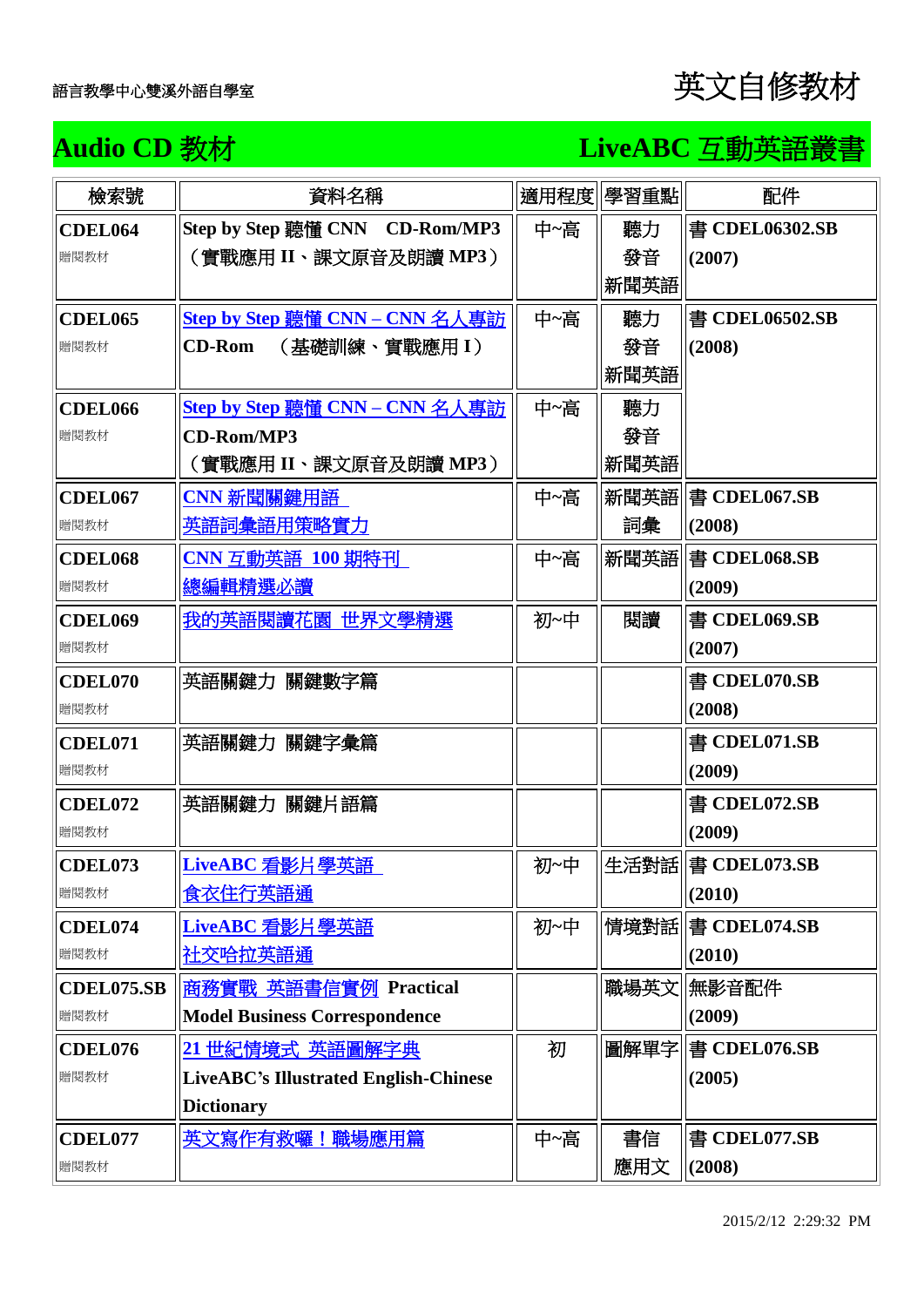語言教學中心雙溪外語自學室

# 英文自修教材

## Audio CD 教材　　LiveABC 互動英語叢書

| 檢索號 | 資料名稱 | 適用程度 | 學習重點 | 配件 |
|---|---|---|---|---|
| **CDEL064** 贈閱教材 | **Step by Step 聽懂 CNN　CD-Rom/MP3（實戰應用 II、課文原音及朗讀 MP3）** | 中~高 | 聽力 發音 新聞英語 | 書 **CDEL06302.SB (2007)** |
| **CDEL065** 贈閱教材 | **Step by Step 聽懂 CNN – CNN 名人專訪 CD-Rom　（基礎訓練、實戰應用 I）** | 中~高 | 聽力 發音 新聞英語 | 書 **CDEL06502.SB (2008)** |
| **CDEL066** 贈閱教材 | **Step by Step 聽懂 CNN – CNN 名人專訪 CD-Rom/MP3（實戰應用 II、課文原音及朗讀 MP3）** | 中~高 | 聽力 發音 新聞英語 | |
| **CDEL067** 贈閱教材 | **CNN 新聞關鍵用語 英語詞彙語用策略實力** | 中~高 | 新聞英語 詞彙 | 書 **CDEL067.SB (2008)** |
| **CDEL068** 贈閱教材 | **CNN 互動英語 100 期特刊 總編輯精選必讀** | 中~高 | 新聞英語 | 書 **CDEL068.SB (2009)** |
| **CDEL069** 贈閱教材 | **我的英語閱讀花園 世界文學精選** | 初~中 | 閱讀 | 書 **CDEL069.SB (2007)** |
| **CDEL070** 贈閱教材 | **英語關鍵力 關鍵數字篇** | | | 書 **CDEL070.SB (2008)** |
| **CDEL071** 贈閱教材 | **英語關鍵力 關鍵字彙篇** | | | 書 **CDEL071.SB (2009)** |
| **CDEL072** 贈閱教材 | **英語關鍵力 關鍵片語篇** | | | 書 **CDEL072.SB (2009)** |
| **CDEL073** 贈閱教材 | **LiveABC 看影片學英語 食衣住行英語通** | 初~中 | 生活對話 | 書 **CDEL073.SB (2010)** |
| **CDEL074** 贈閱教材 | **LiveABC 看影片學英語 社交哈拉英語通** | 初~中 | 情境對話 | 書 **CDEL074.SB (2010)** |
| **CDEL075.SB** 贈閱教材 | **商務實戰 英語書信實例 Practical Model Business Correspondence** | | 職場英文 | 無影音配件 **(2009)** |
| **CDEL076** 贈閱教材 | **21 世紀情境式 英語圖解字典 LiveABC's Illustrated English-Chinese Dictionary** | 初 | 圖解單字 | 書 **CDEL076.SB (2005)** |
| **CDEL077** 贈閱教材 | **英文寫作有救囉！職場應用篇** | 中~高 | 書信 應用文 | 書 **CDEL077.SB (2008)** |

2015/2/12 2:29:32 PM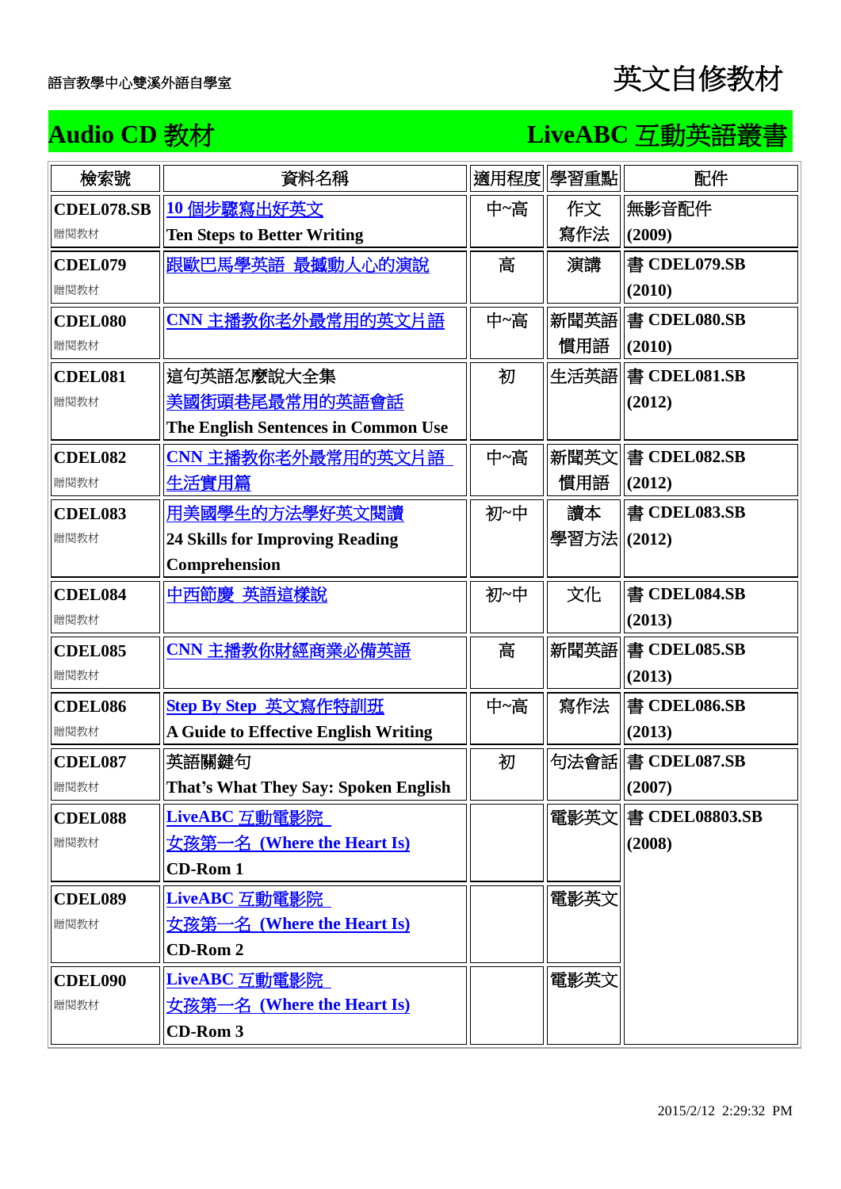語言教學中心雙溪外語自學室

# 英文自修教材

## Audio CD 教材 LiveABC 互動英語叢書

| 檢索號 | 資料名稱 | 適用程度 | 學習重點 | 配件 |
|---|---|---|---|---|
| **CDEL078.SB** 贈閱教材 | 10 個步驟寫出好英文 **Ten Steps to Better Writing** | 中~高 | 作文 寫作法 | 無影音配件 **(2009)** |
| **CDEL079** 贈閱教材 | 跟歐巴馬學英語 最撼動人心的演說 | 高 | 演講 | 書 **CDEL079.SB (2010)** |
| **CDEL080** 贈閱教材 | CNN 主播教你老外最常用的英文片語 | 中~高 | 新聞英語 慣用語 | 書 **CDEL080.SB (2010)** |
| **CDEL081** 贈閱教材 | 這句英語怎麼說大全集 美國街頭巷尾最常用的英語會話 **The English Sentences in Common Use** | 初 | 生活英語 | 書 **CDEL081.SB (2012)** |
| **CDEL082** 贈閱教材 | CNN 主播教你老外最常用的英文片語 生活實用篇 | 中~高 | 新聞英文 慣用語 | 書 **CDEL082.SB (2012)** |
| **CDEL083** 贈閱教材 | 用美國學生的方法學好英文閱讀 **24 Skills for Improving Reading Comprehension** | 初~中 | 讀本 學習方法 | 書 **CDEL083.SB (2012)** |
| **CDEL084** 贈閱教材 | 中西節慶 英語這樣說 | 初~中 | 文化 | 書 **CDEL084.SB (2013)** |
| **CDEL085** 贈閱教材 | CNN 主播教你財經商業必備英語 | 高 | 新聞英語 | 書 **CDEL085.SB (2013)** |
| **CDEL086** 贈閱教材 | Step By Step 英文寫作特訓班 **A Guide to Effective English Writing** | 中~高 | 寫作法 | 書 **CDEL086.SB (2013)** |
| **CDEL087** 贈閱教材 | 英語關鍵句 **That's What They Say: Spoken English** | 初 | 句法會話 | 書 **CDEL087.SB (2007)** |
| **CDEL088** 贈閱教材 | LiveABC 互動電影院 女孩第一名 (Where the Heart Is) **CD-Rom 1** | | 電影英文 | 書 **CDEL08803.SB (2008)** |
| **CDEL089** 贈閱教材 | LiveABC 互動電影院 女孩第一名 (Where the Heart Is) **CD-Rom 2** | | 電影英文 | |
| **CDEL090** 贈閱教材 | LiveABC 互動電影院 女孩第一名 (Where the Heart Is) **CD-Rom 3** | | 電影英文 | |

2015/2/12 2:29:32 PM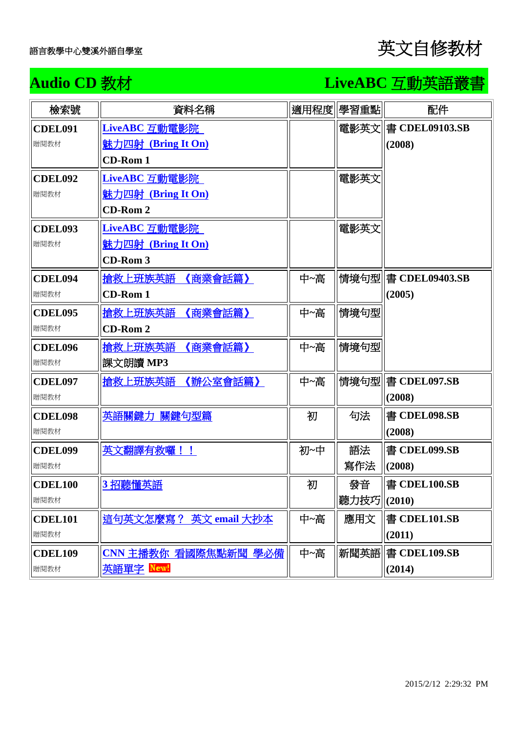語言教學中心雙溪外語自學室

# 英文自修教材

## Audio CD 教材　　LiveABC 互動英語叢書

| 檢索號 | 資料名稱 | 適用程度 | 學習重點 | 配件 |
|---|---|---|---|---|
| **CDEL091** 贈閱教材 | LiveABC 互動電影院 魅力四射 (Bring It On) **CD-Rom 1** | | 電影英文 | 書 **CDEL09103.SB (2008)** |
| **CDEL092** 贈閱教材 | LiveABC 互動電影院 魅力四射 (Bring It On) **CD-Rom 2** | | 電影英文 | |
| **CDEL093** 贈閱教材 | LiveABC 互動電影院 魅力四射 (Bring It On) **CD-Rom 3** | | 電影英文 | |
| **CDEL094** 贈閱教材 | 搶救上班族英語 《商業會話篇》 **CD-Rom 1** | 中~高 | 情境句型 | 書 **CDEL09403.SB (2005)** |
| **CDEL095** 贈閱教材 | 搶救上班族英語 《商業會話篇》 **CD-Rom 2** | 中~高 | 情境句型 | |
| **CDEL096** 贈閱教材 | 搶救上班族英語 《商業會話篇》 課文朗讀 **MP3** | 中~高 | 情境句型 | |
| **CDEL097** 贈閱教材 | 搶救上班族英語 《辦公室會話篇》 | 中~高 | 情境句型 | 書 **CDEL097.SB (2008)** |
| **CDEL098** 贈閱教材 | 英語關鍵力 關鍵句型篇 | 初 | 句法 | 書 **CDEL098.SB (2008)** |
| **CDEL099** 贈閱教材 | 英文翻譯有救囉！！ | 初~中 | 語法 寫作法 | 書 **CDEL099.SB (2008)** |
| **CDEL100** 贈閱教材 | 3 招聽懂英語 | 初 | 發音 聽力技巧 | 書 **CDEL100.SB (2010)** |
| **CDEL101** 贈閱教材 | 這句英文怎麼寫？ 英文 email 大抄本 | 中~高 | 應用文 | 書 **CDEL101.SB (2011)** |
| **CDEL109** 贈閱教材 | CNN 主播教你 看國際焦點新聞 學必備英語單字 New! | 中~高 | 新聞英語 | 書 **CDEL109.SB (2014)** |

2015/2/12 2:29:32 PM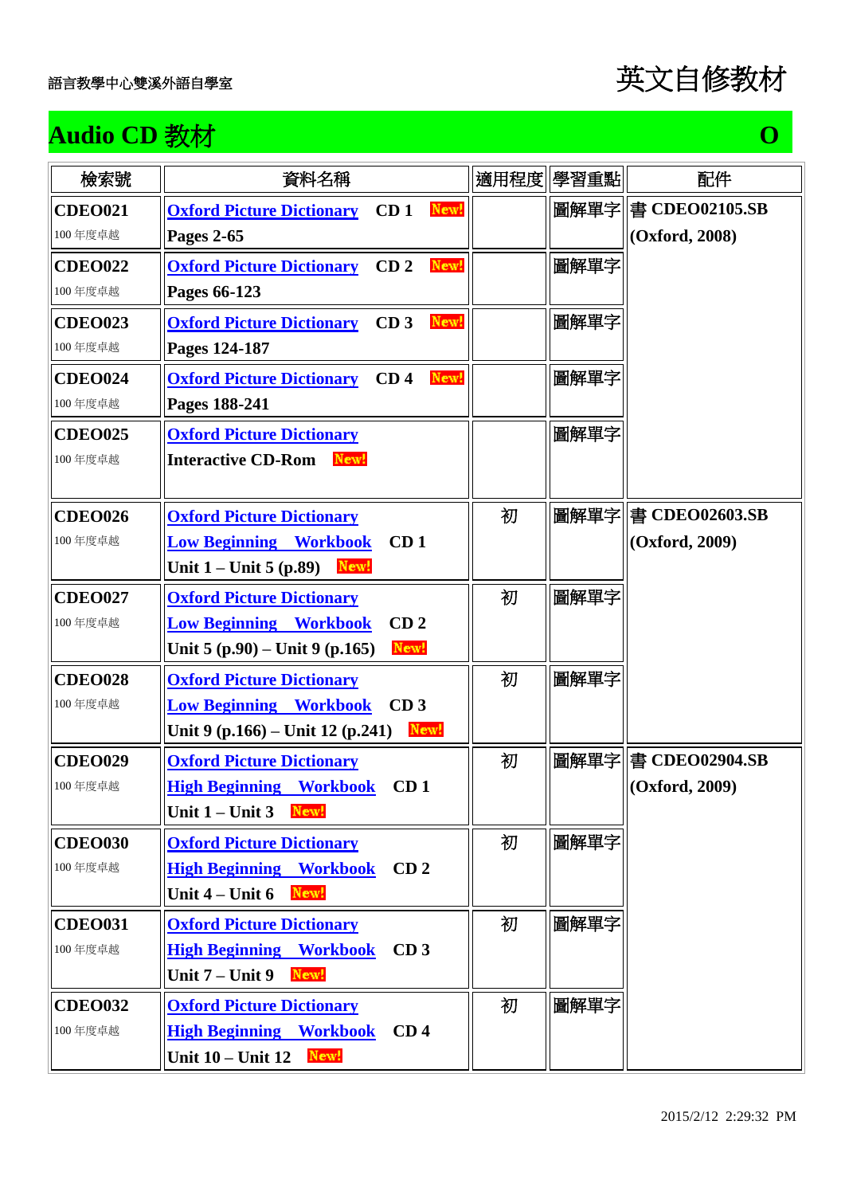語言教學中心雙溪外語自學室

# 英文自修教材

## Audio CD 教材 O

| 檢索號 | 資料名稱 | 適用程度 | 學習重點 | 配件 |
|---|---|---|---|---|
| **CDEO021** 100 年度卓越 | **Oxford Picture Dictionary CD 1** New! **Pages 2-65** | | 圖解單字 | 書 **CDEO02105.SB (Oxford, 2008)** |
| **CDEO022** 100 年度卓越 | **Oxford Picture Dictionary CD 2** New! **Pages 66-123** | | 圖解單字 | |
| **CDEO023** 100 年度卓越 | **Oxford Picture Dictionary CD 3** New! **Pages 124-187** | | 圖解單字 | |
| **CDEO024** 100 年度卓越 | **Oxford Picture Dictionary CD 4** New! **Pages 188-241** | | 圖解單字 | |
| **CDEO025** 100 年度卓越 | **Oxford Picture Dictionary** **Interactive CD-Rom** New! | | 圖解單字 | |
| **CDEO026** 100 年度卓越 | **Oxford Picture Dictionary** **Low Beginning Workbook CD 1** **Unit 1 – Unit 5 (p.89)** New! | 初 | 圖解單字 | 書 **CDEO02603.SB (Oxford, 2009)** |
| **CDEO027** 100 年度卓越 | **Oxford Picture Dictionary** **Low Beginning Workbook CD 2** **Unit 5 (p.90) – Unit 9 (p.165)** New! | 初 | 圖解單字 | |
| **CDEO028** 100 年度卓越 | **Oxford Picture Dictionary** **Low Beginning Workbook CD 3** **Unit 9 (p.166) – Unit 12 (p.241)** New! | 初 | 圖解單字 | |
| **CDEO029** 100 年度卓越 | **Oxford Picture Dictionary** **High Beginning Workbook CD 1** **Unit 1 – Unit 3** New! | 初 | 圖解單字 | 書 **CDEO02904.SB (Oxford, 2009)** |
| **CDEO030** 100 年度卓越 | **Oxford Picture Dictionary** **High Beginning Workbook CD 2** **Unit 4 – Unit 6** New! | 初 | 圖解單字 | |
| **CDEO031** 100 年度卓越 | **Oxford Picture Dictionary** **High Beginning Workbook CD 3** **Unit 7 – Unit 9** New! | 初 | 圖解單字 | |
| **CDEO032** 100 年度卓越 | **Oxford Picture Dictionary** **High Beginning Workbook CD 4** **Unit 10 – Unit 12** New! | 初 | 圖解單字 | |

2015/2/12 2:29:32 PM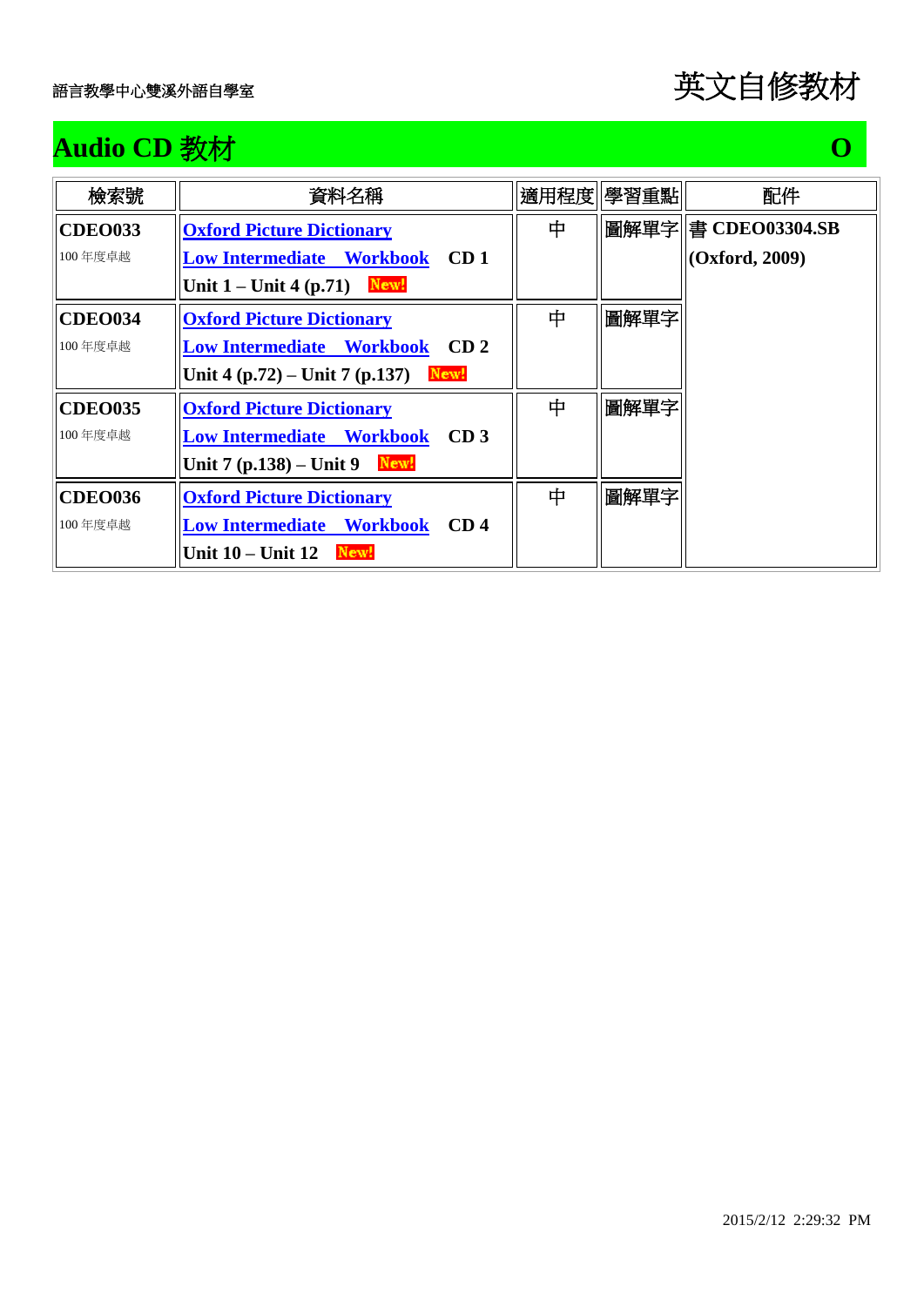語言教學中心雙溪外語自學室

# 英文自修教材

## Audio CD 教材 O

| 檢索號 | 資料名稱 | 適用程度 | 學習重點 | 配件 |
| --- | --- | --- | --- | --- |
| **CDEO033**<br>100 年度卓越 | **Oxford Picture Dictionary**<br>**Low Intermediate Workbook CD 1**<br>**Unit 1 – Unit 4 (p.71)** New! | 中 | 圖解單字 | 書 **CDEO03304.SB (Oxford, 2009)** |
| **CDEO034**<br>100 年度卓越 | **Oxford Picture Dictionary**<br>**Low Intermediate Workbook CD 2**<br>**Unit 4 (p.72) – Unit 7 (p.137)** New! | 中 | 圖解單字 | |
| **CDEO035**<br>100 年度卓越 | **Oxford Picture Dictionary**<br>**Low Intermediate Workbook CD 3**<br>**Unit 7 (p.138) – Unit 9** New! | 中 | 圖解單字 | |
| **CDEO036**<br>100 年度卓越 | **Oxford Picture Dictionary**<br>**Low Intermediate Workbook CD 4**<br>**Unit 10 – Unit 12** New! | 中 | 圖解單字 | |

2015/2/12 2:29:32 PM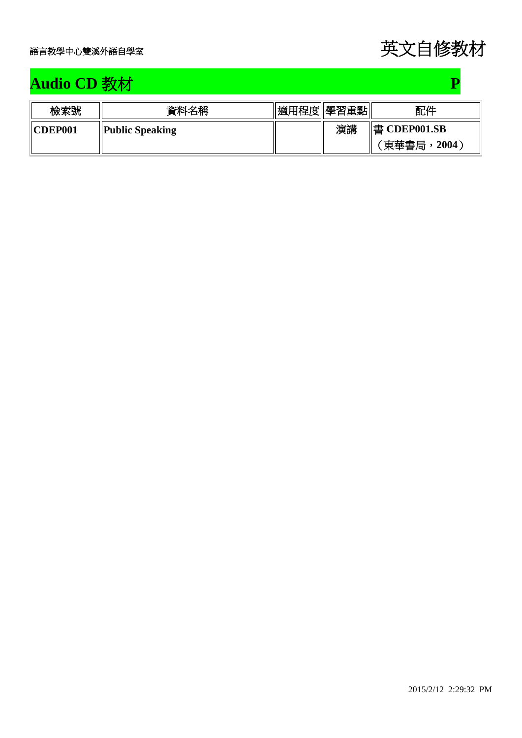語言教學中心雙溪外語自學室

# 英文自修教材

## Audio CD 教材 P

| 檢索號 | 資料名稱 | 適用程度 | 學習重點 | 配件 |
|---|---|---|---|---|
| **CDEP001** | **Public Speaking** | | 演講 | 書 **CDEP001.SB**（東華書局，**2004**） |

2015/2/12 2:29:32 PM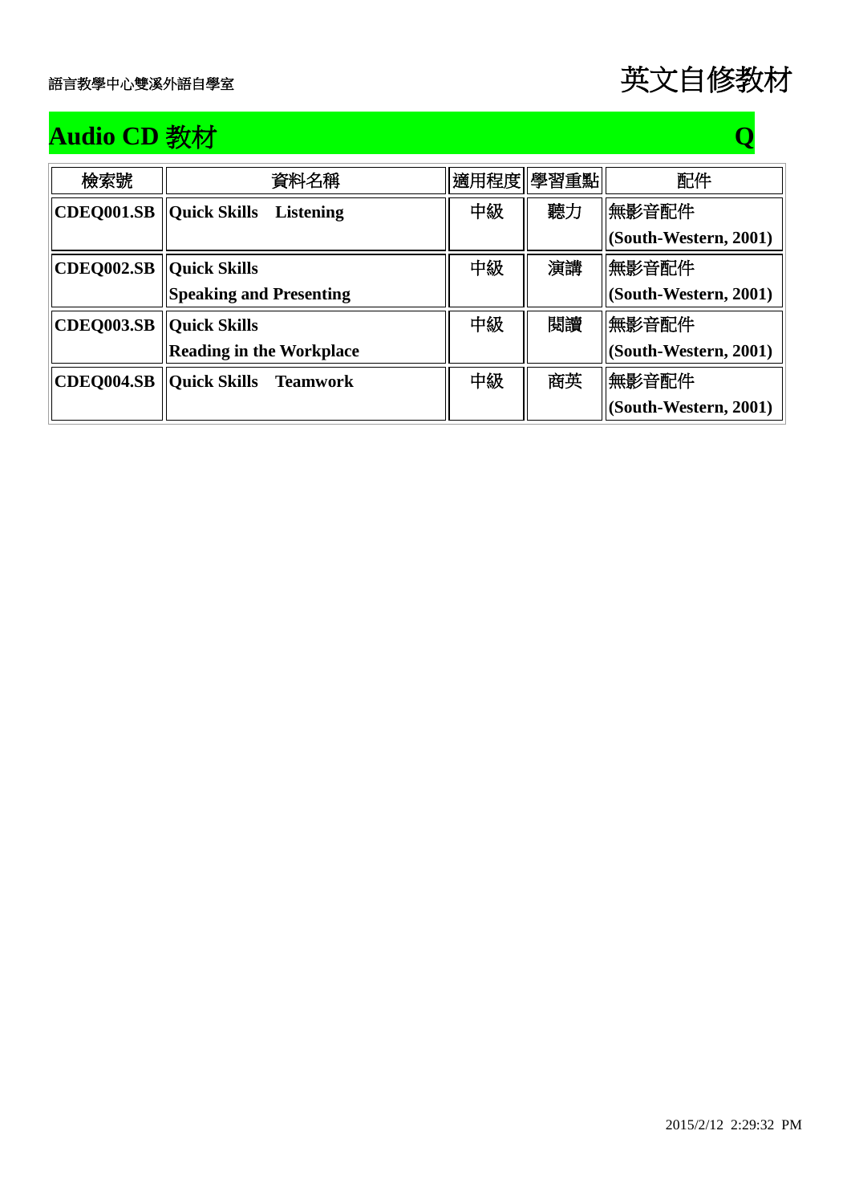語言教學中心雙溪外語自學室

# 英文自修教材

## Audio CD 教材 Q

| 檢索號 | 資料名稱 | 適用程度 | 學習重點 | 配件 |
|---|---|---|---|---|
| **CDEQ001.SB** | **Quick Skills Listening** | 中級 | 聽力 | 無影音配件 **(South-Western, 2001)** |
| **CDEQ002.SB** | **Quick Skills Speaking and Presenting** | 中級 | 演講 | 無影音配件 **(South-Western, 2001)** |
| **CDEQ003.SB** | **Quick Skills Reading in the Workplace** | 中級 | 閱讀 | 無影音配件 **(South-Western, 2001)** |
| **CDEQ004.SB** | **Quick Skills Teamwork** | 中級 | 商英 | 無影音配件 **(South-Western, 2001)** |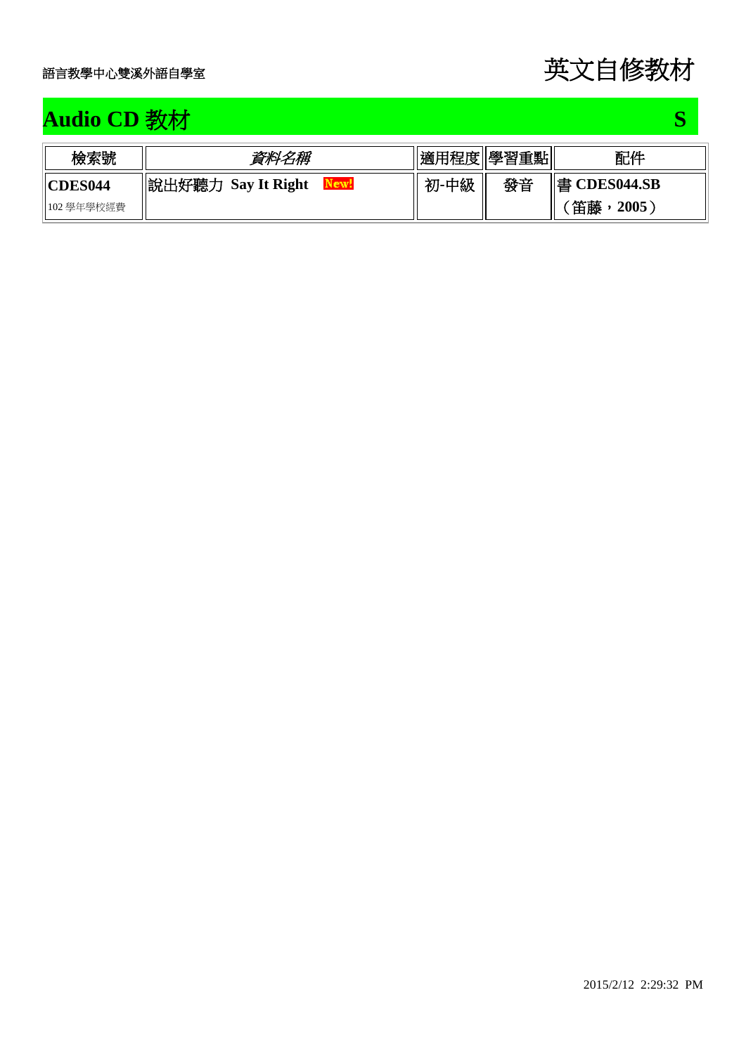語言教學中心雙溪外語自學室

# 英文自修教材

## Audio CD 教材 S

| 檢索號 | *資料名稱* | 適用程度 | 學習重點 | 配件 |
|---|---|---|---|---|
| **CDES044** 102 學年學校經費 | 說出好聽力 **Say It Right** **New!** | 初-中級 | 發音 | 書 **CDES044.SB**（笛藤，**2005**） |

2015/2/12 2:29:32 PM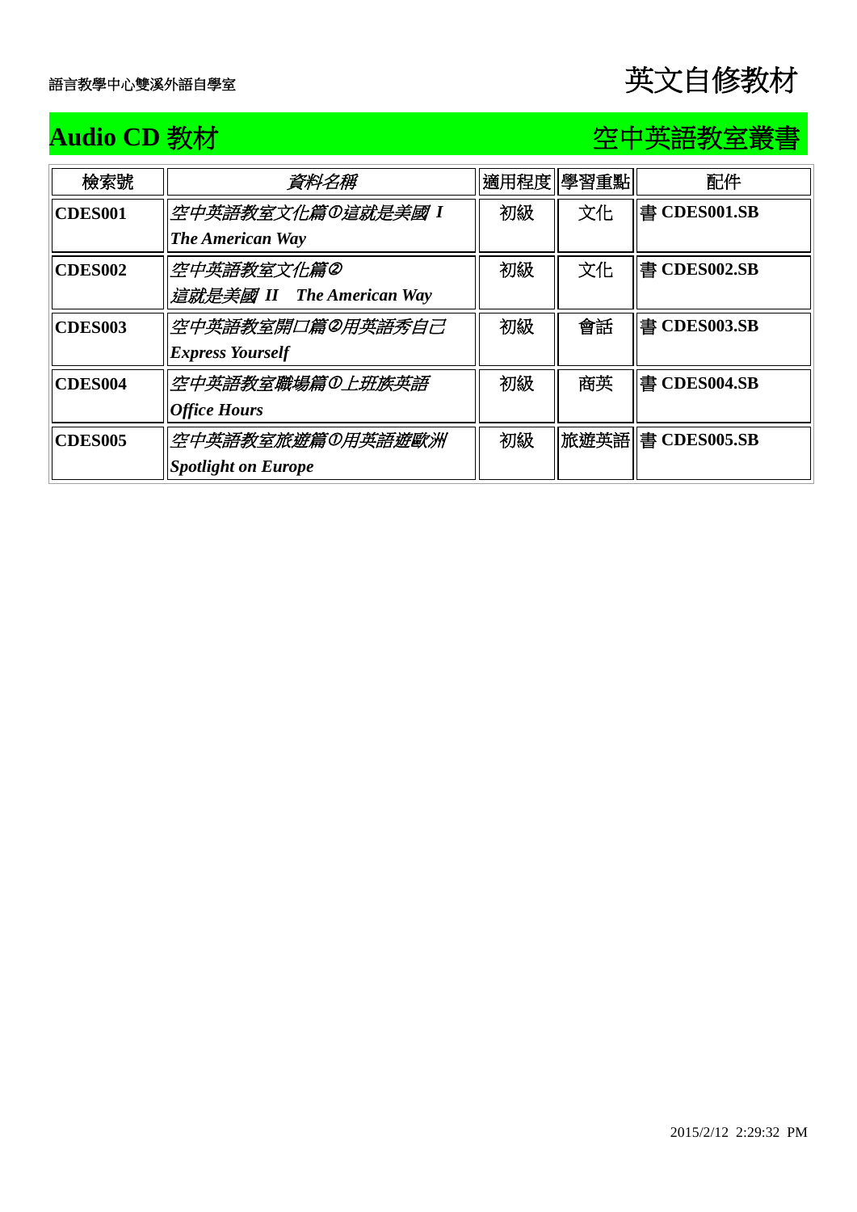語言教學中心雙溪外語自學室

# 英文自修教材

## Audio CD 教材　　空中英語教室叢書

| 檢索號 | *資料名稱* | 適用程度 | 學習重點 | 配件 |
|---|---|---|---|---|
| **CDES001** | *空中英語教室文化篇①這就是美國 I* ***The American Way*** | 初級 | 文化 | 書 **CDES001.SB** |
| **CDES002** | *空中英語教室文化篇②* *這就是美國 II* ***The American Way*** | 初級 | 文化 | 書 **CDES002.SB** |
| **CDES003** | *空中英語教室開口篇②用英語秀自己* ***Express Yourself*** | 初級 | 會話 | 書 **CDES003.SB** |
| **CDES004** | *空中英語教室職場篇①上班族英語* ***Office Hours*** | 初級 | 商英 | 書 **CDES004.SB** |
| **CDES005** | *空中英語教室旅遊篇①用英語遊歐洲* ***Spotlight on Europe*** | 初級 | 旅遊英語 | 書 **CDES005.SB** |

2015/2/12 2:29:32 PM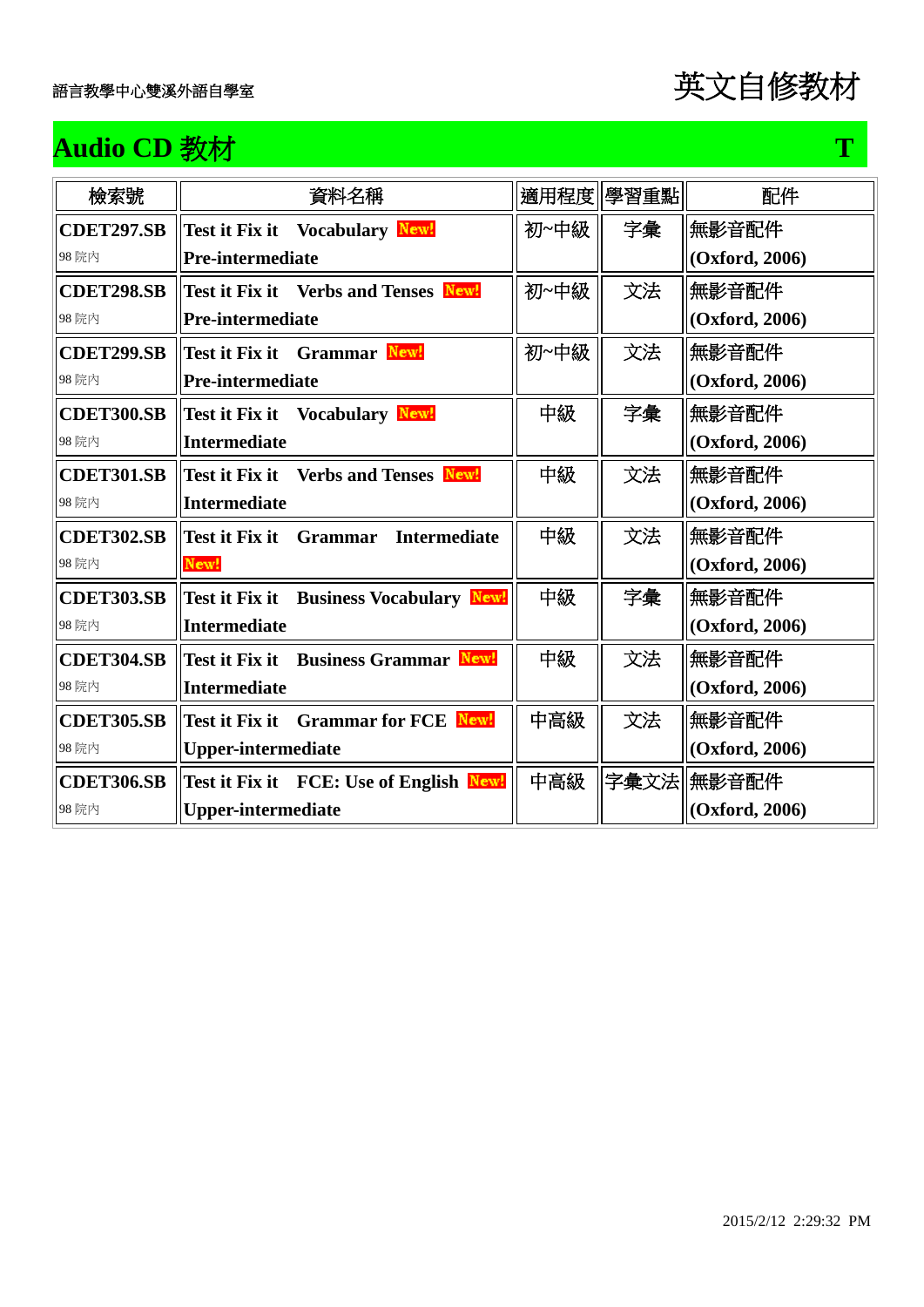# Audio CD 教材

T

| 檢索號 | 資料名稱 | 適用程度 | 學習重點 | 配件 |
|---|---|---|---|---|
| **CDET297.SB** 98 院內 | **Test it Fix it Vocabulary** New! **Pre-intermediate** | 初~中級 | 字彙 | 無影音配件 **(Oxford, 2006)** |
| **CDET298.SB** 98 院內 | **Test it Fix it Verbs and Tenses** New! **Pre-intermediate** | 初~中級 | 文法 | 無影音配件 **(Oxford, 2006)** |
| **CDET299.SB** 98 院內 | **Test it Fix it Grammar** New! **Pre-intermediate** | 初~中級 | 文法 | 無影音配件 **(Oxford, 2006)** |
| **CDET300.SB** 98 院內 | **Test it Fix it Vocabulary** New! **Intermediate** | 中級 | 字彙 | 無影音配件 **(Oxford, 2006)** |
| **CDET301.SB** 98 院內 | **Test it Fix it Verbs and Tenses** New! **Intermediate** | 中級 | 文法 | 無影音配件 **(Oxford, 2006)** |
| **CDET302.SB** 98 院內 | **Test it Fix it Grammar Intermediate** New! | 中級 | 文法 | 無影音配件 **(Oxford, 2006)** |
| **CDET303.SB** 98 院內 | **Test it Fix it Business Vocabulary** New! **Intermediate** | 中級 | 字彙 | 無影音配件 **(Oxford, 2006)** |
| **CDET304.SB** 98 院內 | **Test it Fix it Business Grammar** New! **Intermediate** | 中級 | 文法 | 無影音配件 **(Oxford, 2006)** |
| **CDET305.SB** 98 院內 | **Test it Fix it Grammar for FCE** New! **Upper-intermediate** | 中高級 | 文法 | 無影音配件 **(Oxford, 2006)** |
| **CDET306.SB** 98 院內 | **Test it Fix it FCE: Use of English** New! **Upper-intermediate** | 中高級 | 字彙文法 | 無影音配件 **(Oxford, 2006)** |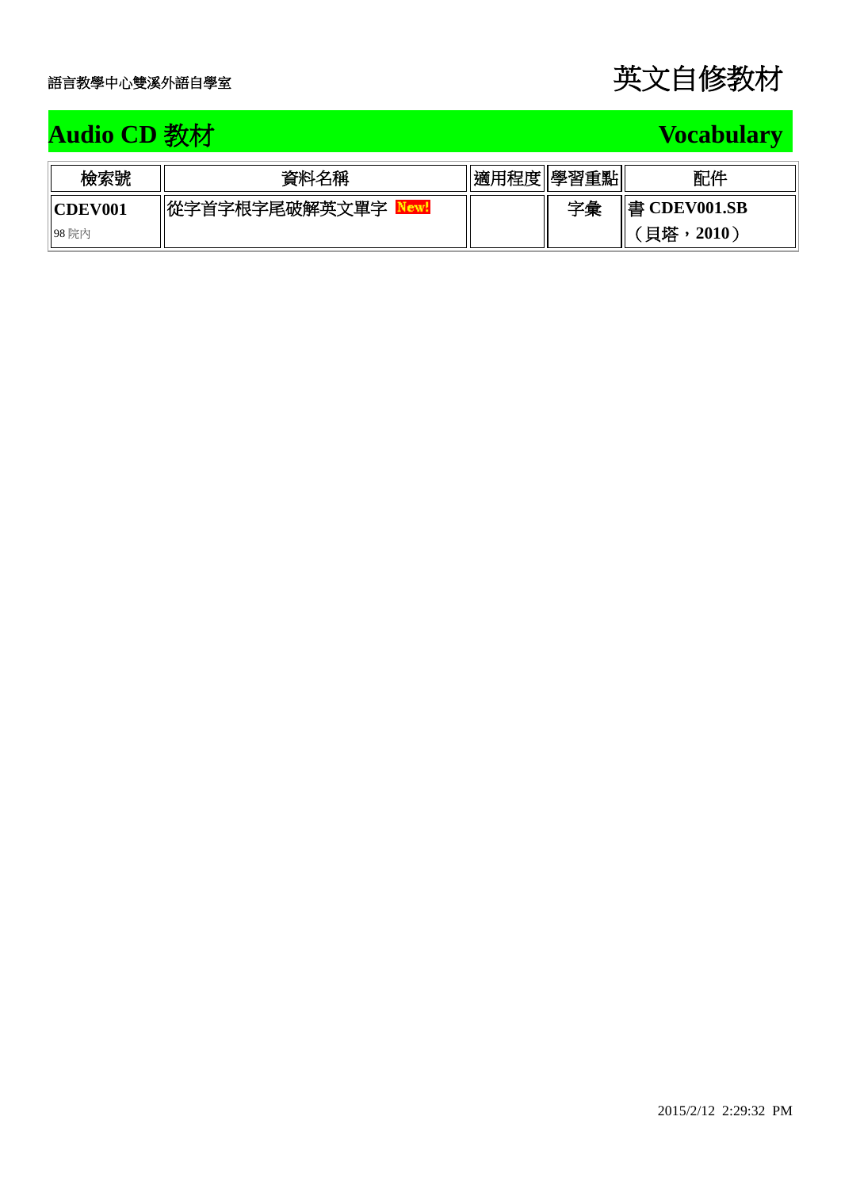語言教學中心雙溪外語自學室

# 英文自修教材

## Audio CD 教材　　Vocabulary

| 檢索號 | 資料名稱 | 適用程度 | 學習重點 | 配件 |
| --- | --- | --- | --- | --- |
| **CDEV001** 98 院內 | 從字首字根字尾破解英文單字 New! | | 字彙 | 書 **CDEV001.SB（貝塔，2010）** |

2015/2/12 2:29:32 PM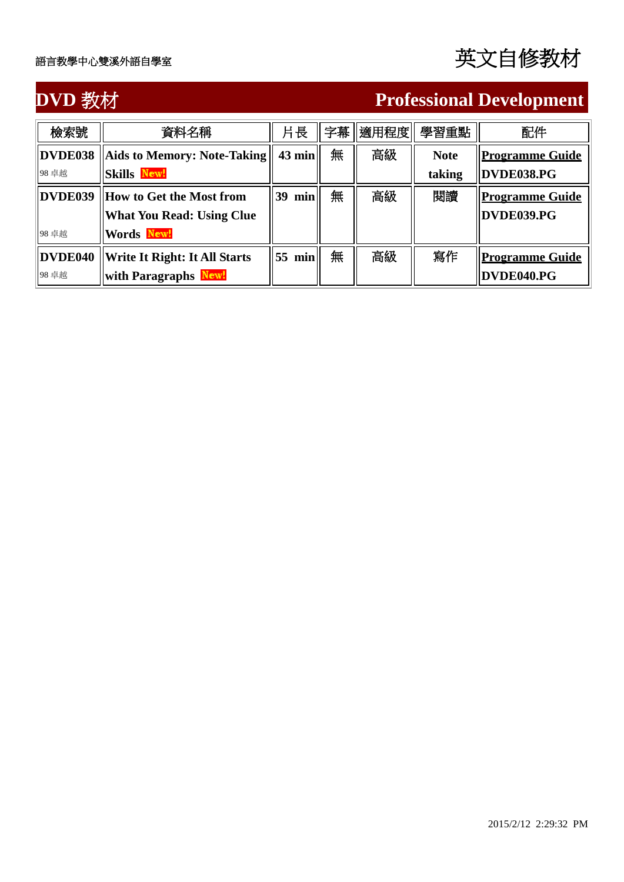語言教學中心雙溪外語自學室

# 英文自修教材

## DVD 教材 Professional Development

| 檢索號 | 資料名稱 | 片長 | 字幕 | 適用程度 | 學習重點 | 配件 |
|---|---|---|---|---|---|---|
| **DVDE038** 98 卓越 | **Aids to Memory: Note-Taking Skills** New! | **43 min** | 無 | 高級 | **Note taking** | **Programme Guide DVDE038.PG** |
| **DVDE039** 98 卓越 | **How to Get the Most from What You Read: Using Clue Words** New! | **39 min** | 無 | 高級 | 閱讀 | **Programme Guide DVDE039.PG** |
| **DVDE040** 98 卓越 | **Write It Right: It All Starts with Paragraphs** New! | **55 min** | 無 | 高級 | 寫作 | **Programme Guide DVDE040.PG** |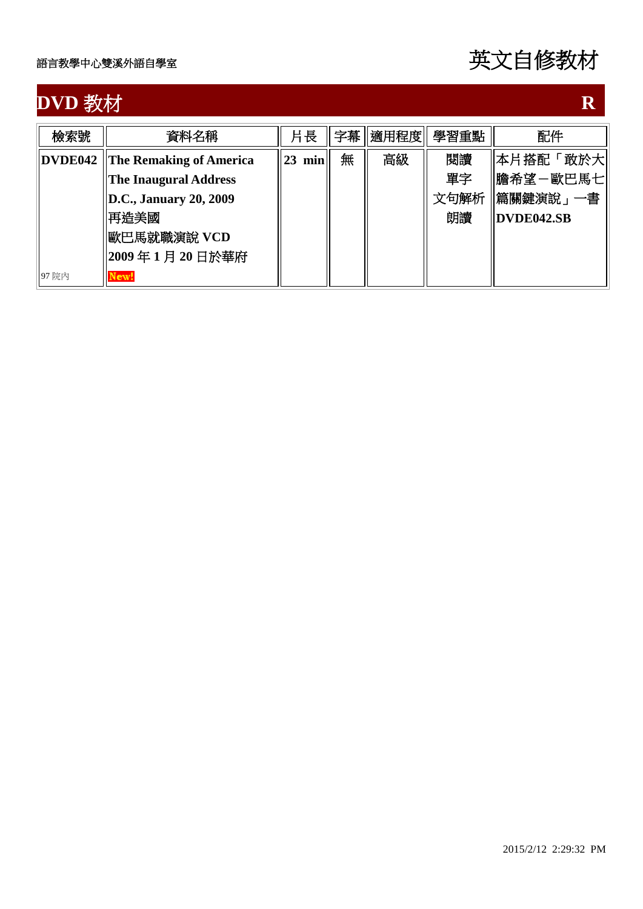語言教學中心雙溪外語自學室

# 英文自修教材

## DVD 教材 R

| 檢索號 | 資料名稱 | 片長 | 字幕 | 適用程度 | 學習重點 | 配件 |
|---|---|---|---|---|---|---|
| **DVDE042**<br>97 院內 | **The Remaking of America**<br>**The Inaugural Address**<br>**D.C., January 20, 2009**<br>再造美國<br>歐巴馬就職演說 **VCD**<br>**2009** 年 **1** 月 **20** 日於華府<br>**New!** | **23 min** | 無 | 高級 | 閱讀<br>單字<br>文句解析<br>朗讀 | 本片搭配「敢於大膽希望－歐巴馬七篇關鍵演說」一書<br>**DVDE042.SB** |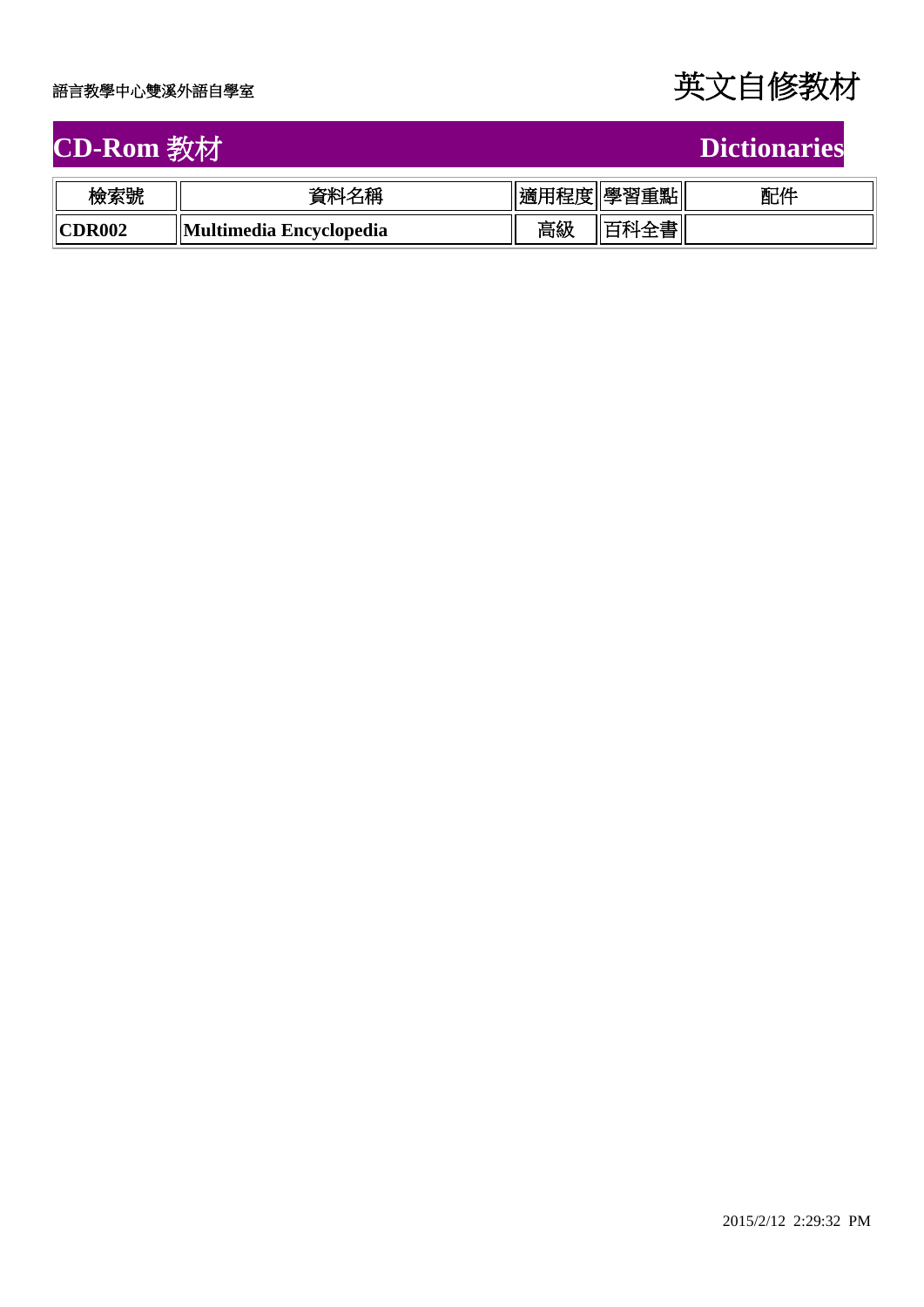語言教學中心雙溪外語自學室

# 英文自修教材

## CD-Rom 教材 Dictionaries

| 檢索號 | 資料名稱 | 適用程度 | 學習重點 | 配件 |
|---|---|---|---|---|
| **CDR002** | **Multimedia Encyclopedia** | 高級 | 百科全書 | |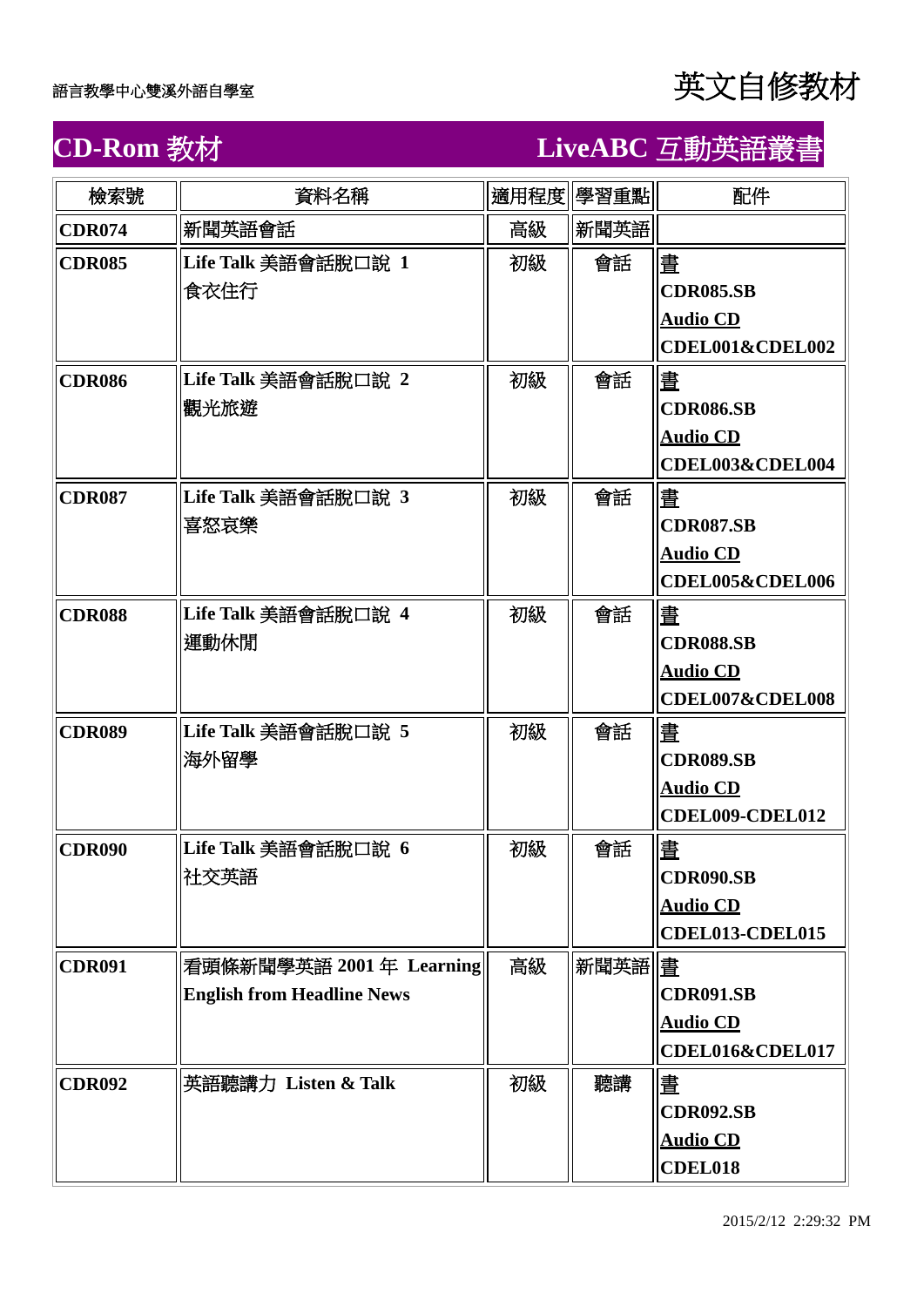語言教學中心雙溪外語自學室

# 英文自修教材

## CD-Rom 教材　　LiveABC 互動英語叢書

| 檢索號 | 資料名稱 | 適用程度 | 學習重點 | 配件 |
|---|---|---|---|---|
| **CDR074** | 新聞英語會話 | 高級 | 新聞英語 | |
| **CDR085** | **Life Talk** 美語會話脫口說 **1**<br>食衣住行 | 初級 | 會話 | 書<br>**CDR085.SB**<br>**Audio CD**<br>**CDEL001&CDEL002** |
| **CDR086** | **Life Talk** 美語會話脫口說 **2**<br>觀光旅遊 | 初級 | 會話 | 書<br>**CDR086.SB**<br>**Audio CD**<br>**CDEL003&CDEL004** |
| **CDR087** | **Life Talk** 美語會話脫口說 **3**<br>喜怒哀樂 | 初級 | 會話 | 書<br>**CDR087.SB**<br>**Audio CD**<br>**CDEL005&CDEL006** |
| **CDR088** | **Life Talk** 美語會話脫口說 **4**<br>運動休閒 | 初級 | 會話 | 書<br>**CDR088.SB**<br>**Audio CD**<br>**CDEL007&CDEL008** |
| **CDR089** | **Life Talk** 美語會話脫口說 **5**<br>海外留學 | 初級 | 會話 | 書<br>**CDR089.SB**<br>**Audio CD**<br>**CDEL009-CDEL012** |
| **CDR090** | **Life Talk** 美語會話脫口說 **6**<br>社交英語 | 初級 | 會話 | 書<br>**CDR090.SB**<br>**Audio CD**<br>**CDEL013-CDEL015** |
| **CDR091** | 看頭條新聞學英語 **2001** 年 **Learning English from Headline News** | 高級 | 新聞英語 | 書<br>**CDR091.SB**<br>**Audio CD**<br>**CDEL016&CDEL017** |
| **CDR092** | 英語聽講力 **Listen & Talk** | 初級 | 聽講 | 書<br>**CDR092.SB**<br>**Audio CD**<br>**CDEL018** |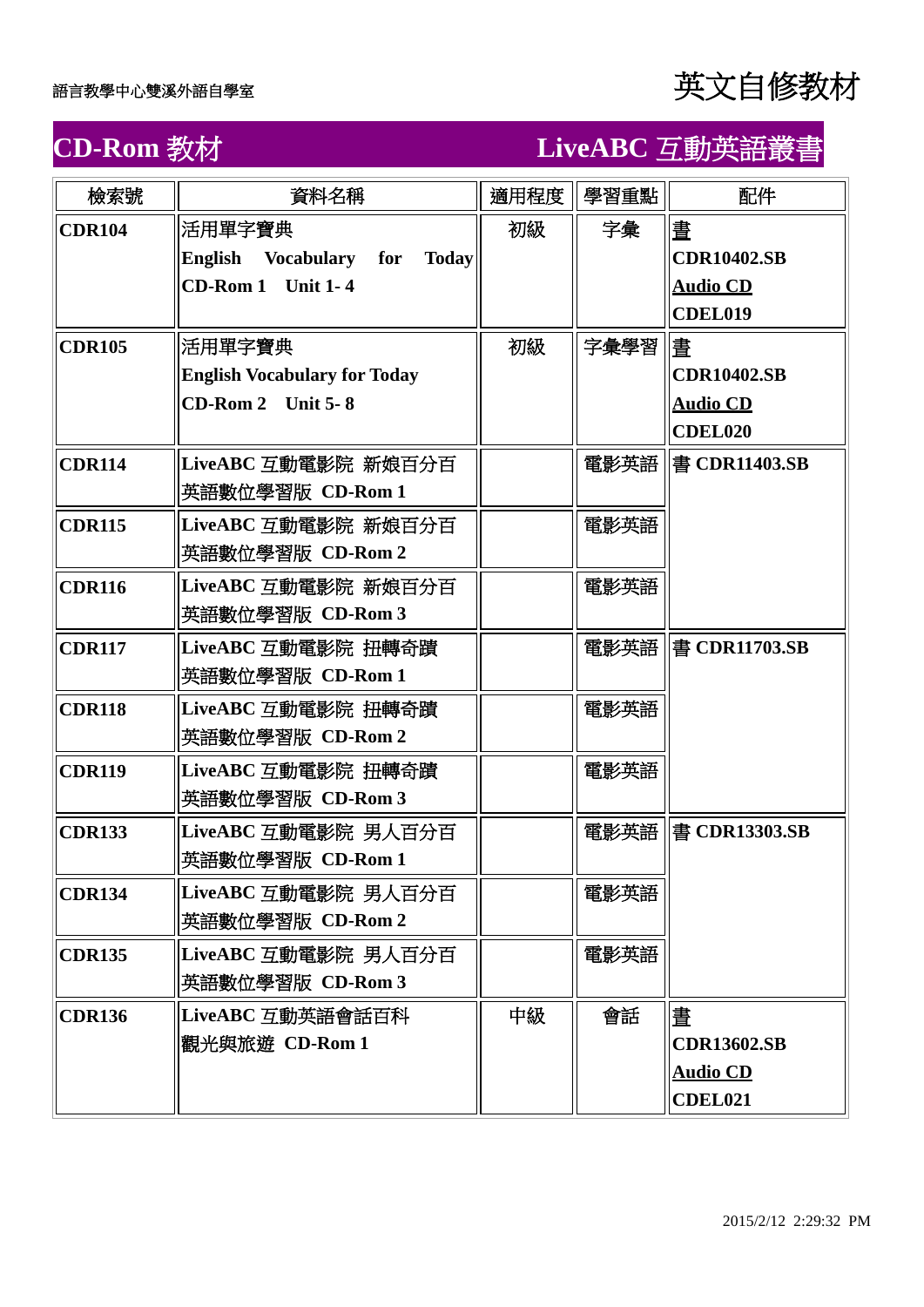語言教學中心雙溪外語自學室

# 英文自修教材

## CD-Rom 教材　　LiveABC 互動英語叢書

| 檢索號 | 資料名稱 | 適用程度 | 學習重點 | 配件 |
|---|---|---|---|---|
| **CDR104** | 活用單字寶典 **English Vocabulary for Today CD-Rom 1 Unit 1- 4** | 初級 | 字彙 | 書 **CDR10402.SB** **Audio CD** **CDEL019** |
| **CDR105** | 活用單字寶典 **English Vocabulary for Today CD-Rom 2 Unit 5- 8** | 初級 | 字彙學習 | 書 **CDR10402.SB** **Audio CD** **CDEL020** |
| **CDR114** | **LiveABC** 互動電影院 新娘百分百 英語數位學習版 **CD-Rom 1** | | 電影英語 | 書 **CDR11403.SB** |
| **CDR115** | **LiveABC** 互動電影院 新娘百分百 英語數位學習版 **CD-Rom 2** | | 電影英語 | |
| **CDR116** | **LiveABC** 互動電影院 新娘百分百 英語數位學習版 **CD-Rom 3** | | 電影英語 | |
| **CDR117** | **LiveABC** 互動電影院 扭轉奇蹟 英語數位學習版 **CD-Rom 1** | | 電影英語 | 書 **CDR11703.SB** |
| **CDR118** | **LiveABC** 互動電影院 扭轉奇蹟 英語數位學習版 **CD-Rom 2** | | 電影英語 | |
| **CDR119** | **LiveABC** 互動電影院 扭轉奇蹟 英語數位學習版 **CD-Rom 3** | | 電影英語 | |
| **CDR133** | **LiveABC** 互動電影院 男人百分百 英語數位學習版 **CD-Rom 1** | | 電影英語 | 書 **CDR13303.SB** |
| **CDR134** | **LiveABC** 互動電影院 男人百分百 英語數位學習版 **CD-Rom 2** | | 電影英語 | |
| **CDR135** | **LiveABC** 互動電影院 男人百分百 英語數位學習版 **CD-Rom 3** | | 電影英語 | |
| **CDR136** | **LiveABC** 互動英語會話百科 觀光與旅遊 **CD-Rom 1** | 中級 | 會話 | 書 **CDR13602.SB** **Audio CD** **CDEL021** |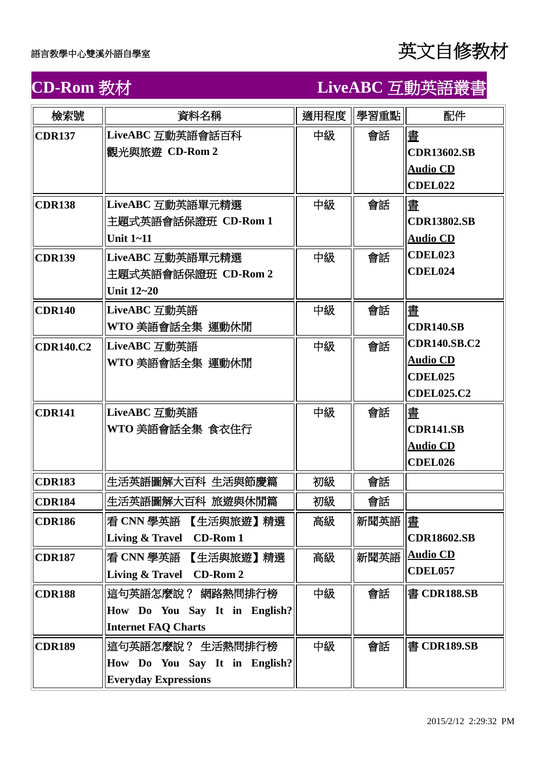語言教學中心雙溪外語自學室

# 英文自修教材

## CD-Rom 教材　　LiveABC 互動英語叢書

| 檢索號 | 資料名稱 | 適用程度 | 學習重點 | 配件 |
|---|---|---|---|---|
| **CDR137** | **LiveABC 互動英語會話百科 觀光與旅遊 CD-Rom 2** | 中級 | 會話 | **書 CDR13602.SB Audio CD CDEL022** |
| **CDR138** | **LiveABC 互動英語單元精選 主題式英語會話保證班 CD-Rom 1 Unit 1~11** | 中級 | 會話 | **書 CDR13802.SB Audio CD CDEL023 CDEL024** |
| **CDR139** | **LiveABC 互動英語單元精選 主題式英語會話保證班 CD-Rom 2 Unit 12~20** | 中級 | 會話 | |
| **CDR140** | **LiveABC 互動英語 WTO 美語會話全集 運動休閒** | 中級 | 會話 | **書 CDR140.SB CDR140.SB.C2 Audio CD CDEL025 CDEL025.C2** |
| **CDR140.C2** | **LiveABC 互動英語 WTO 美語會話全集 運動休閒** | 中級 | 會話 | |
| **CDR141** | **LiveABC 互動英語 WTO 美語會話全集 食衣住行** | 中級 | 會話 | **書 CDR141.SB Audio CD CDEL026** |
| **CDR183** | 生活英語圖解大百科 生活與節慶篇 | 初級 | 會話 | |
| **CDR184** | 生活英語圖解大百科 旅遊與休閒篇 | 初級 | 會話 | |
| **CDR186** | 看 **CNN** 學英語 【生活與旅遊】精選 **Living & Travel CD-Rom 1** | 高級 | 新聞英語 | **書 CDR18602.SB Audio CD CDEL057** |
| **CDR187** | 看 **CNN** 學英語 【生活與旅遊】精選 **Living & Travel CD-Rom 2** | 高級 | 新聞英語 | |
| **CDR188** | 這句英語怎麼說？ 網路熱門排行榜 **How Do You Say It in English? Internet FAQ Charts** | 中級 | 會話 | 書 **CDR188.SB** |
| **CDR189** | 這句英語怎麼說？ 生活熱門排行榜 **How Do You Say It in English? Everyday Expressions** | 中級 | 會話 | 書 **CDR189.SB** |

2015/2/12 2:29:32 PM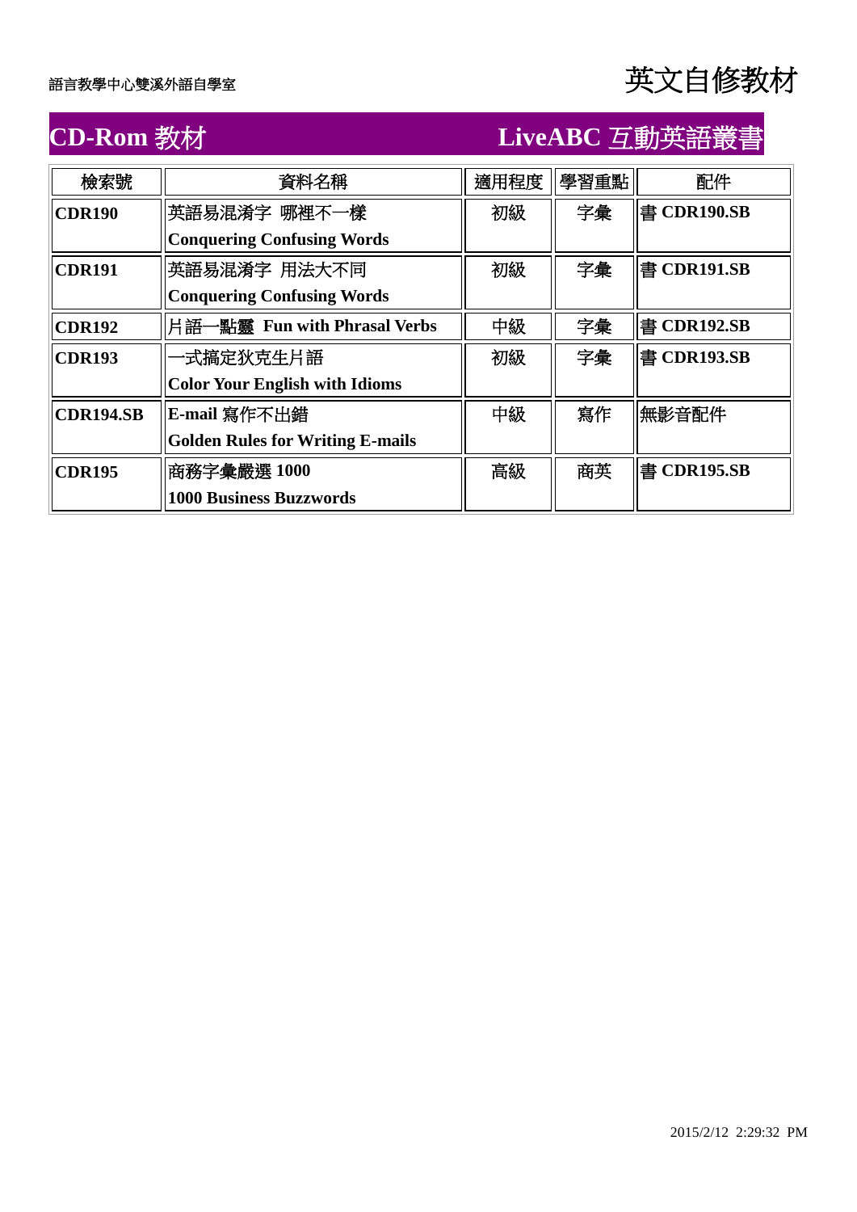語言教學中心雙溪外語自學室

# 英文自修教材

## CD-Rom 教材　　LiveABC 互動英語叢書

| 檢索號 | 資料名稱 | 適用程度 | 學習重點 | 配件 |
|---|---|---|---|---|
| **CDR190** | 英語易混淆字 哪裡不一樣<br>**Conquering Confusing Words** | 初級 | 字彙 | 書 **CDR190.SB** |
| **CDR191** | 英語易混淆字 用法大不同<br>**Conquering Confusing Words** | 初級 | 字彙 | 書 **CDR191.SB** |
| **CDR192** | 片語一點靈 **Fun with Phrasal Verbs** | 中級 | 字彙 | 書 **CDR192.SB** |
| **CDR193** | 一式搞定狄克生片語<br>**Color Your English with Idioms** | 初級 | 字彙 | 書 **CDR193.SB** |
| **CDR194.SB** | **E-mail** 寫作不出錯<br>**Golden Rules for Writing E-mails** | 中級 | 寫作 | 無影音配件 |
| **CDR195** | 商務字彙嚴選 **1000**<br>**1000 Business Buzzwords** | 高級 | 商英 | 書 **CDR195.SB** |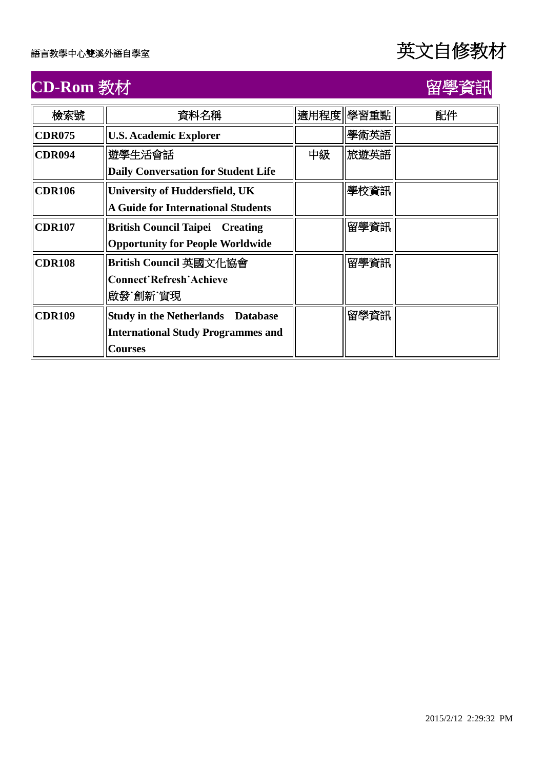語言教學中心雙溪外語自學室

# 英文自修教材

## CD-Rom 教材　　留學資訊

| 檢索號 | 資料名稱 | 適用程度 | 學習重點 | 配件 |
|---|---|---|---|---|
| **CDR075** | **U.S. Academic Explorer** | | 學術英語 | |
| **CDR094** | 遊學生活會話<br>**Daily Conversation for Student Life** | 中級 | 旅遊英語 | |
| **CDR106** | **University of Huddersfield, UK**<br>**A Guide for International Students** | | 學校資訊 | |
| **CDR107** | **British Council Taipei　Creating Opportunity for People Worldwide** | | 留學資訊 | |
| **CDR108** | **British Council 英國文化協會**<br>**Connect˙Refresh˙Achieve**<br>啟發˙創新˙實現 | | 留學資訊 | |
| **CDR109** | **Study in the Netherlands　Database International Study Programmes and Courses** | | 留學資訊 | |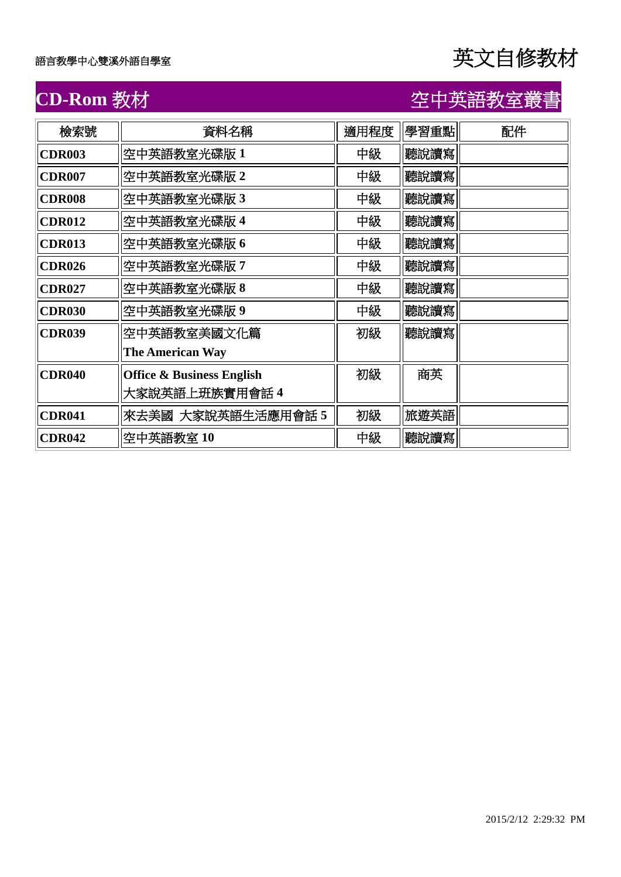語言教學中心雙溪外語自學室

# 英文自修教材

## CD-Rom 教材　　空中英語教室叢書

| 檢索號 | 資料名稱 | 適用程度 | 學習重點 | 配件 |
|---|---|---|---|---|
| **CDR003** | 空中英語教室光碟版 **1** | 中級 | 聽說讀寫 | |
| **CDR007** | 空中英語教室光碟版 **2** | 中級 | 聽說讀寫 | |
| **CDR008** | 空中英語教室光碟版 **3** | 中級 | 聽說讀寫 | |
| **CDR012** | 空中英語教室光碟版 **4** | 中級 | 聽說讀寫 | |
| **CDR013** | 空中英語教室光碟版 **6** | 中級 | 聽說讀寫 | |
| **CDR026** | 空中英語教室光碟版 **7** | 中級 | 聽說讀寫 | |
| **CDR027** | 空中英語教室光碟版 **8** | 中級 | 聽說讀寫 | |
| **CDR030** | 空中英語教室光碟版 **9** | 中級 | 聽說讀寫 | |
| **CDR039** | 空中英語教室美國文化篇 **The American Way** | 初級 | 聽說讀寫 | |
| **CDR040** | **Office & Business English** 大家說英語上班族實用會話 **4** | 初級 | 商英 | |
| **CDR041** | 來去美國 大家說英語生活應用會話 **5** | 初級 | 旅遊英語 | |
| **CDR042** | 空中英語教室 **10** | 中級 | 聽說讀寫 | |

2015/2/12 2:29:32 PM